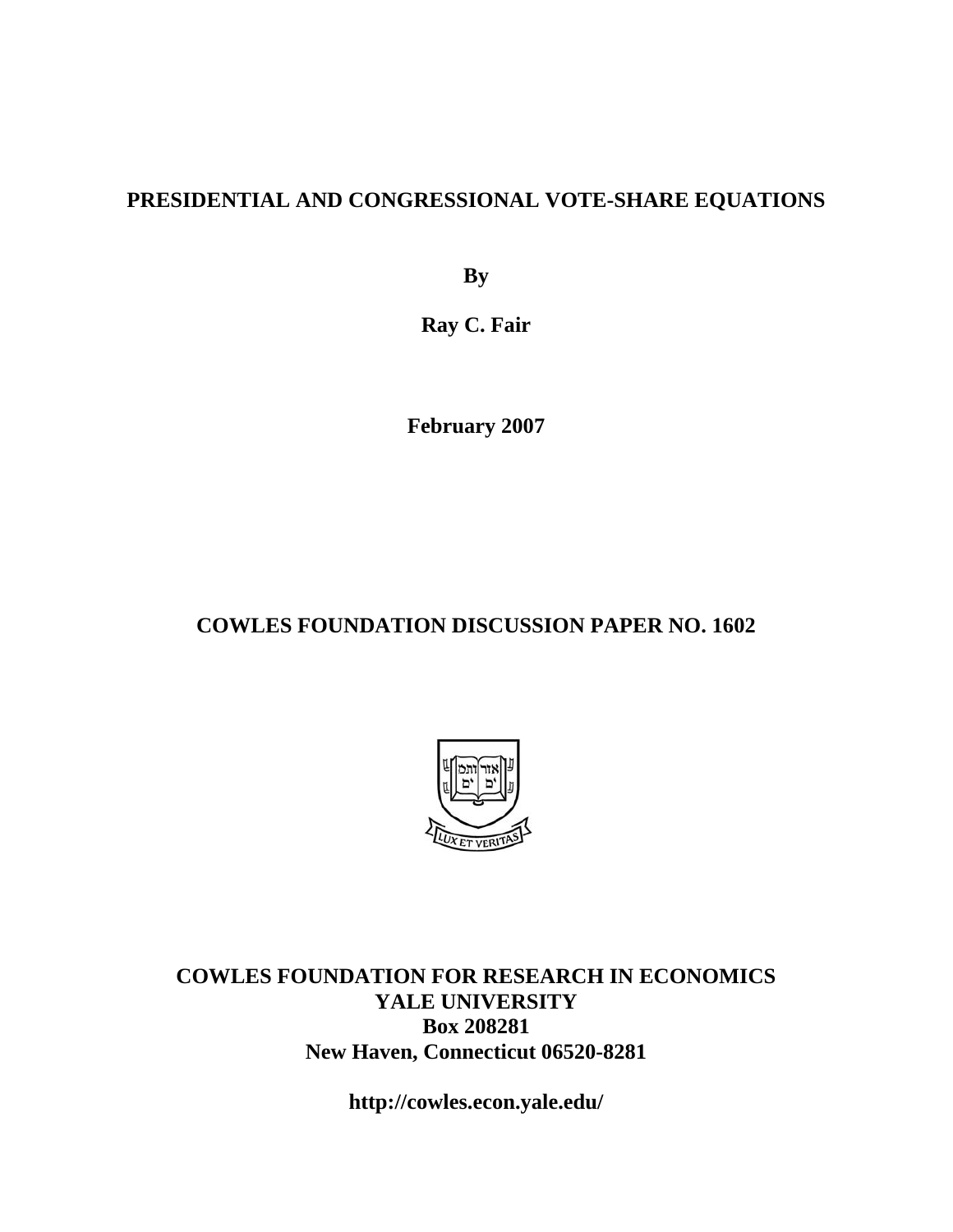# PRESIDENTIAL AND CONGRESSIONAL VOTE-SHARE EQUATIONS

**By**

**Ray C. Fair**

**February 2007**

## COWLES FOUNDATION DISCUSSION PAPER NO. 1602

**COWLES FOUNDATION FOR RESEARCH IN ECONOMICS**
**YALE UNIVERSITY**
**Box 208281**
**New Haven, Connecticut 06520-8281**

**http://cowles.econ.yale.edu/**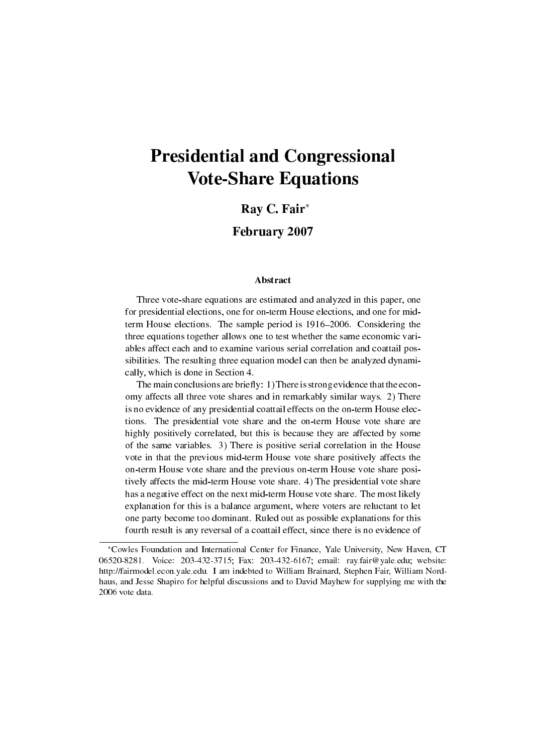# Presidential and Congressional Vote-Share Equations

**Ray C. Fair***

**February 2007**

### Abstract

Three vote-share equations are estimated and analyzed in this paper, one for presidential elections, one for on-term House elections, and one for mid-term House elections. The sample period is 1916–2006. Considering the three equations together allows one to test whether the same economic variables affect each and to examine various serial correlation and coattail possibilities. The resulting three equation model can then be analyzed dynamically, which is done in Section 4.

The main conclusions are briefly: 1) There is strong evidence that the economy affects all three vote shares and in remarkably similar ways. 2) There is no evidence of any presidential coattail effects on the on-term House elections. The presidential vote share and the on-term House vote share are highly positively correlated, but this is because they are affected by some of the same variables. 3) There is positive serial correlation in the House vote in that the previous mid-term House vote share positively affects the on-term House vote share and the previous on-term House vote share positively affects the mid-term House vote share. 4) The presidential vote share has a negative effect on the next mid-term House vote share. The most likely explanation for this is a balance argument, where voters are reluctant to let one party become too dominant. Ruled out as possible explanations for this fourth result is any reversal of a coattail effect, since there is no evidence of

---

*Cowles Foundation and International Center for Finance, Yale University, New Haven, CT 06520-8281. Voice: 203-432-3715; Fax: 203-432-6167; email: ray.fair@yale.edu; website: http://fairmodel.econ.yale.edu. I am indebted to William Brainard, Stephen Fair, William Nordhaus, and Jesse Shapiro for helpful discussions and to David Mayhew for supplying me with the 2006 vote data.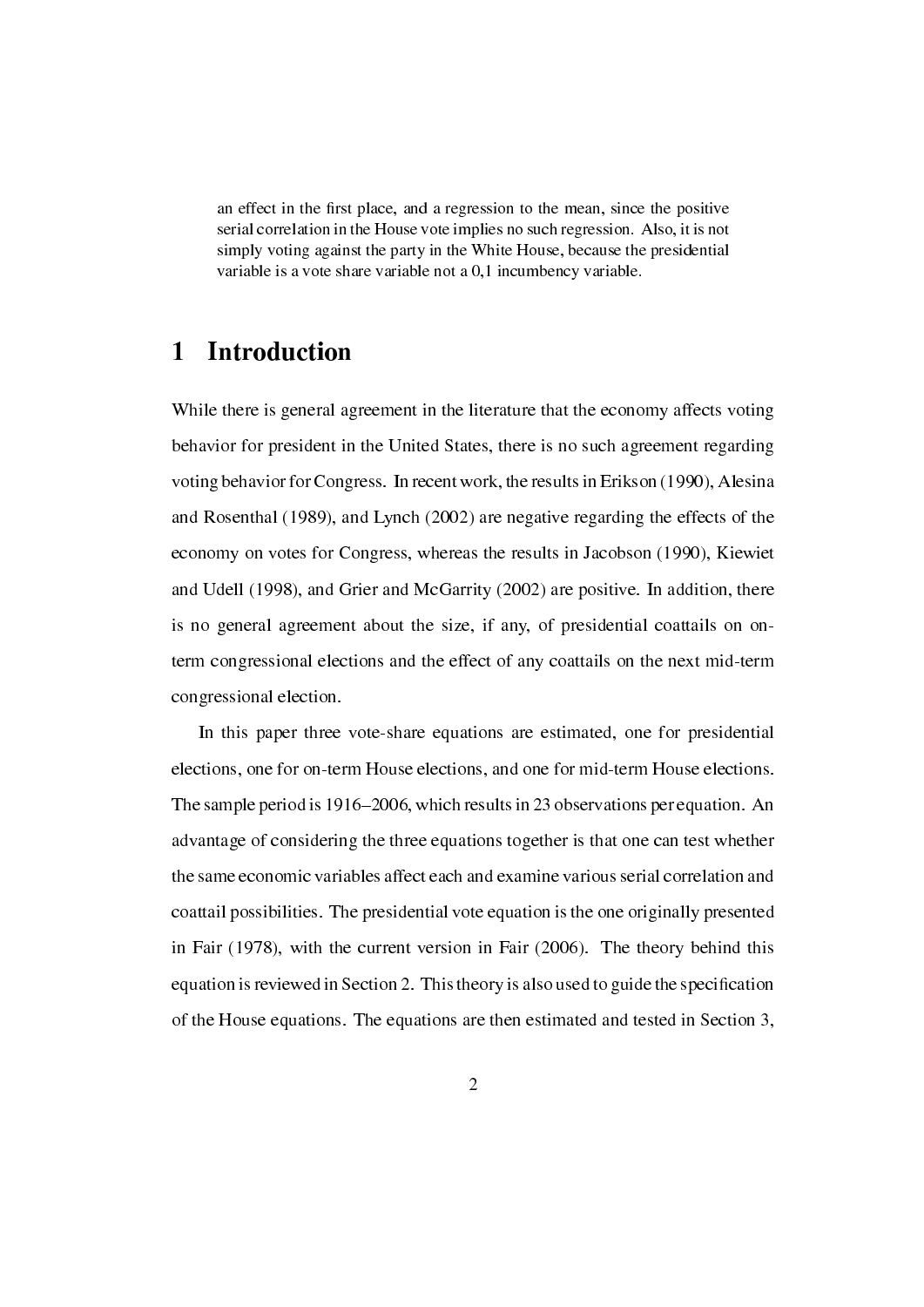an effect in the first place, and a regression to the mean, since the positive serial correlation in the House vote implies no such regression. Also, it is not simply voting against the party in the White House, because the presidential variable is a vote share variable not a 0,1 incumbency variable.

# 1 Introduction

While there is general agreement in the literature that the economy affects voting behavior for president in the United States, there is no such agreement regarding voting behavior for Congress. In recent work, the results in Erikson (1990), Alesina and Rosenthal (1989), and Lynch (2002) are negative regarding the effects of the economy on votes for Congress, whereas the results in Jacobson (1990), Kiewiet and Udell (1998), and Grier and McGarrity (2002) are positive. In addition, there is no general agreement about the size, if any, of presidential coattails on on-term congressional elections and the effect of any coattails on the next mid-term congressional election.

In this paper three vote-share equations are estimated, one for presidential elections, one for on-term House elections, and one for mid-term House elections. The sample period is 1916–2006, which results in 23 observations per equation. An advantage of considering the three equations together is that one can test whether the same economic variables affect each and examine various serial correlation and coattail possibilities. The presidential vote equation is the one originally presented in Fair (1978), with the current version in Fair (2006). The theory behind this equation is reviewed in Section 2. This theory is also used to guide the specification of the House equations. The equations are then estimated and tested in Section 3,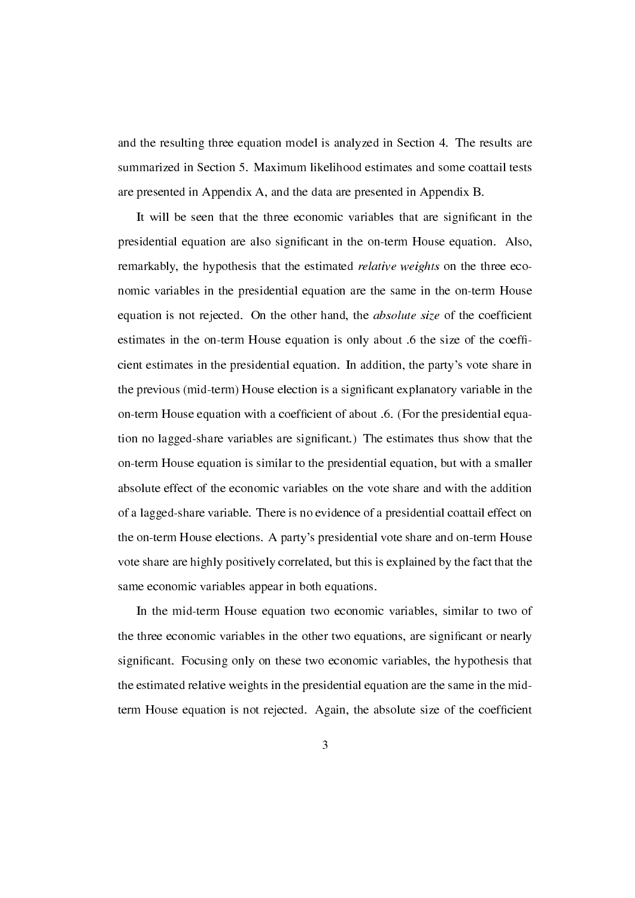and the resulting three equation model is analyzed in Section 4. The results are summarized in Section 5. Maximum likelihood estimates and some coattail tests are presented in Appendix A, and the data are presented in Appendix B.

It will be seen that the three economic variables that are significant in the presidential equation are also significant in the on-term House equation. Also, remarkably, the hypothesis that the estimated *relative weights* on the three economic variables in the presidential equation are the same in the on-term House equation is not rejected. On the other hand, the *absolute size* of the coefficient estimates in the on-term House equation is only about .6 the size of the coefficient estimates in the presidential equation. In addition, the party's vote share in the previous (mid-term) House election is a significant explanatory variable in the on-term House equation with a coefficient of about .6. (For the presidential equation no lagged-share variables are significant.) The estimates thus show that the on-term House equation is similar to the presidential equation, but with a smaller absolute effect of the economic variables on the vote share and with the addition of a lagged-share variable. There is no evidence of a presidential coattail effect on the on-term House elections. A party's presidential vote share and on-term House vote share are highly positively correlated, but this is explained by the fact that the same economic variables appear in both equations.

In the mid-term House equation two economic variables, similar to two of the three economic variables in the other two equations, are significant or nearly significant. Focusing only on these two economic variables, the hypothesis that the estimated relative weights in the presidential equation are the same in the mid-term House equation is not rejected. Again, the absolute size of the coefficient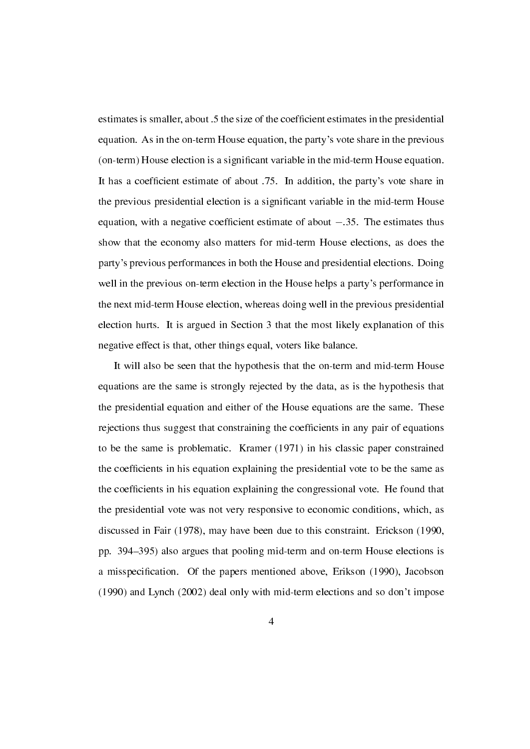estimates is smaller, about .5 the size of the coefficient estimates in the presidential equation. As in the on-term House equation, the party's vote share in the previous (on-term) House election is a significant variable in the mid-term House equation. It has a coefficient estimate of about .75. In addition, the party's vote share in the previous presidential election is a significant variable in the mid-term House equation, with a negative coefficient estimate of about $-.35$. The estimates thus show that the economy also matters for mid-term House elections, as does the party's previous performances in both the House and presidential elections. Doing well in the previous on-term election in the House helps a party's performance in the next mid-term House election, whereas doing well in the previous presidential election hurts. It is argued in Section 3 that the most likely explanation of this negative effect is that, other things equal, voters like balance.

It will also be seen that the hypothesis that the on-term and mid-term House equations are the same is strongly rejected by the data, as is the hypothesis that the presidential equation and either of the House equations are the same. These rejections thus suggest that constraining the coefficients in any pair of equations to be the same is problematic. Kramer (1971) in his classic paper constrained the coefficients in his equation explaining the presidential vote to be the same as the coefficients in his equation explaining the congressional vote. He found that the presidential vote was not very responsive to economic conditions, which, as discussed in Fair (1978), may have been due to this constraint. Erickson (1990, pp. 394–395) also argues that pooling mid-term and on-term House elections is a misspecification. Of the papers mentioned above, Erikson (1990), Jacobson (1990) and Lynch (2002) deal only with mid-term elections and so don't impose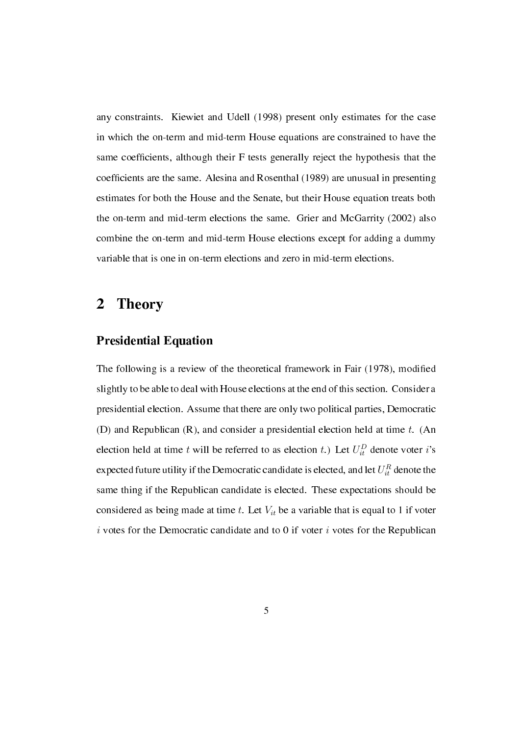any constraints. Kiewiet and Udell (1998) present only estimates for the case in which the on-term and mid-term House equations are constrained to have the same coefficients, although their F tests generally reject the hypothesis that the coefficients are the same. Alesina and Rosenthal (1989) are unusual in presenting estimates for both the House and the Senate, but their House equation treats both the on-term and mid-term elections the same. Grier and McGarrity (2002) also combine the on-term and mid-term House elections except for adding a dummy variable that is one in on-term elections and zero in mid-term elections.

# 2 Theory

### Presidential Equation

The following is a review of the theoretical framework in Fair (1978), modified slightly to be able to deal with House elections at the end of this section. Consider a presidential election. Assume that there are only two political parties, Democratic (D) and Republican (R), and consider a presidential election held at time $t$. (An election held at time $t$ will be referred to as election $t$.) Let $U_{it}^D$ denote voter $i$'s expected future utility if the Democratic candidate is elected, and let $U_{it}^R$ denote the same thing if the Republican candidate is elected. These expectations should be considered as being made at time $t$. Let $V_{it}$ be a variable that is equal to 1 if voter $i$ votes for the Democratic candidate and to 0 if voter $i$ votes for the Republican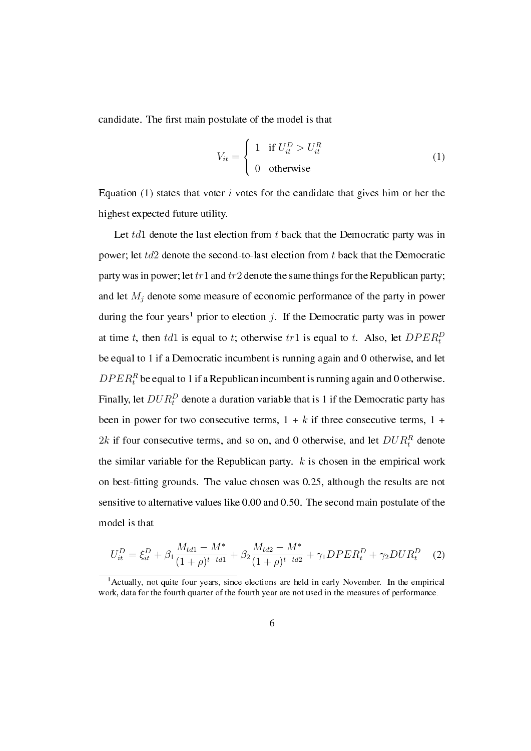candidate. The first main postulate of the model is that

$$V_{it} = \begin{cases} 1 & \text{if } U_{it}^D > U_{it}^R \\ 0 & \text{otherwise} \end{cases} \tag{1}$$

Equation (1) states that voter $i$ votes for the candidate that gives him or her the highest expected future utility.

Let $td1$ denote the last election from $t$ back that the Democratic party was in power; let $td2$ denote the second-to-last election from $t$ back that the Democratic party was in power; let $tr1$ and $tr2$ denote the same things for the Republican party; and let $M_j$ denote some measure of economic performance of the party in power during the four years[1] prior to election $j$. If the Democratic party was in power at time $t$, then $td1$ is equal to $t$; otherwise $tr1$ is equal to $t$. Also, let $DPER_t^D$ be equal to 1 if a Democratic incumbent is running again and 0 otherwise, and let $DPER_t^R$ be equal to 1 if a Republican incumbent is running again and 0 otherwise. Finally, let $DUR_t^D$ denote a duration variable that is 1 if the Democratic party has been in power for two consecutive terms, 1 + $k$ if three consecutive terms, 1 + $2k$ if four consecutive terms, and so on, and 0 otherwise, and let $DUR_t^R$ denote the similar variable for the Republican party. $k$ is chosen in the empirical work on best-fitting grounds. The value chosen was 0.25, although the results are not sensitive to alternative values like 0.00 and 0.50. The second main postulate of the model is that

$$U_{it}^D = \xi_{it}^D + \beta_1 \frac{M_{td1} - M^*}{(1+\rho)^{t-td1}} + \beta_2 \frac{M_{td2} - M^*}{(1+\rho)^{t-td2}} + \gamma_1 DPER_t^D + \gamma_2 DUR_t^D \tag{2}$$

[1] Actually, not quite four years, since elections are held in early November. In the empirical work, data for the fourth quarter of the fourth year are not used in the measures of performance.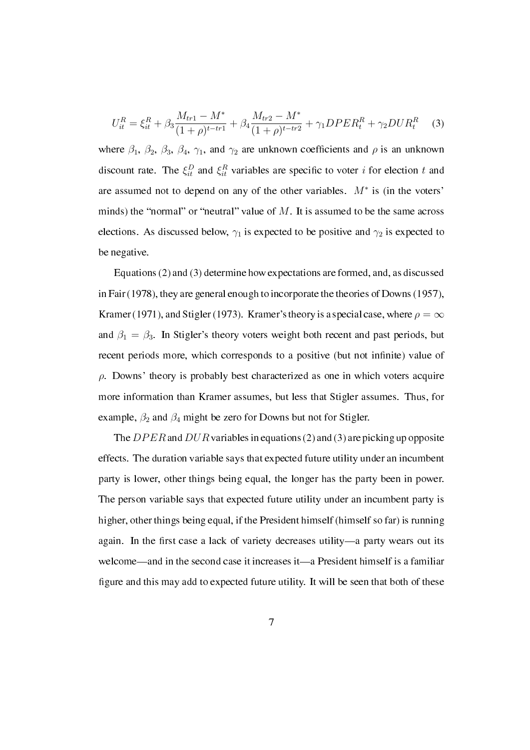$$U_{it}^{R} = \xi_{it}^{R} + \beta_3 \frac{M_{tr1} - M^*}{(1+\rho)^{t-tr1}} + \beta_4 \frac{M_{tr2} - M^*}{(1+\rho)^{t-tr2}} + \gamma_1 DPER_t^R + \gamma_2 DUR_t^R \quad (3)$$

where $\beta_1$, $\beta_2$, $\beta_3$, $\beta_4$, $\gamma_1$, and $\gamma_2$ are unknown coefficients and $\rho$ is an unknown discount rate. The $\xi_{it}^{D}$ and $\xi_{it}^{R}$ variables are specific to voter $i$ for election $t$ and are assumed not to depend on any of the other variables. $M^*$ is (in the voters' minds) the "normal" or "neutral" value of $M$. It is assumed to be the same across elections. As discussed below, $\gamma_1$ is expected to be positive and $\gamma_2$ is expected to be negative.

Equations (2) and (3) determine how expectations are formed, and, as discussed in Fair (1978), they are general enough to incorporate the theories of Downs (1957), Kramer (1971), and Stigler (1973). Kramer's theory is a special case, where $\rho = \infty$ and $\beta_1 = \beta_3$. In Stigler's theory voters weight both recent and past periods, but recent periods more, which corresponds to a positive (but not infinite) value of $\rho$. Downs' theory is probably best characterized as one in which voters acquire more information than Kramer assumes, but less that Stigler assumes. Thus, for example, $\beta_2$ and $\beta_4$ might be zero for Downs but not for Stigler.

The $DPER$ and $DUR$ variables in equations (2) and (3) are picking up opposite effects. The duration variable says that expected future utility under an incumbent party is lower, other things being equal, the longer has the party been in power. The person variable says that expected future utility under an incumbent party is higher, other things being equal, if the President himself (himself so far) is running again. In the first case a lack of variety decreases utility—a party wears out its welcome—and in the second case it increases it—a President himself is a familiar figure and this may add to expected future utility. It will be seen that both of these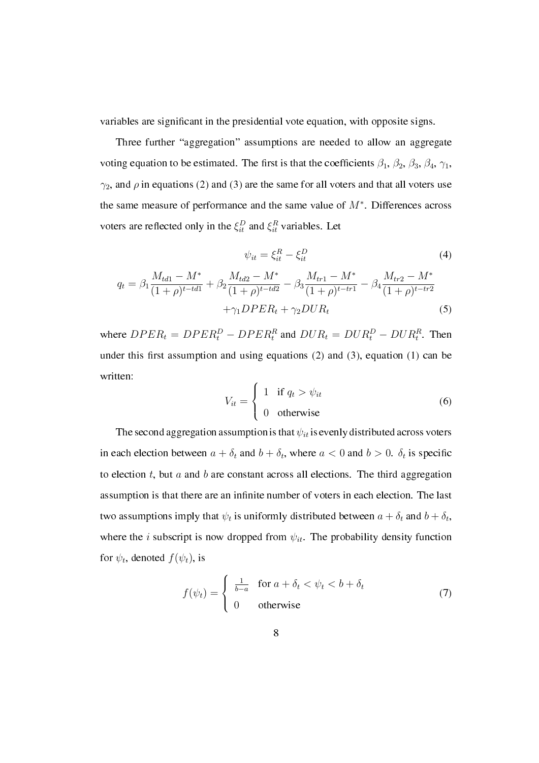variables are significant in the presidential vote equation, with opposite signs.

Three further "aggregation" assumptions are needed to allow an aggregate voting equation to be estimated. The first is that the coefficients $\beta_1$, $\beta_2$, $\beta_3$, $\beta_4$, $\gamma_1$, $\gamma_2$, and $\rho$ in equations (2) and (3) are the same for all voters and that all voters use the same measure of performance and the same value of $M^*$. Differences across voters are reflected only in the $\xi^D_{it}$ and $\xi^R_{it}$ variables. Let

$$\psi_{it} = \xi^R_{it} - \xi^D_{it} \tag{4}$$

$$q_t = \beta_1 \frac{M_{td1} - M^*}{(1+\rho)^{t-td1}} + \beta_2 \frac{M_{td2} - M^*}{(1+\rho)^{t-td2}} - \beta_3 \frac{M_{tr1} - M^*}{(1+\rho)^{t-tr1}} - \beta_4 \frac{M_{tr2} - M^*}{(1+\rho)^{t-tr2}} + \gamma_1 DPER_t + \gamma_2 DUR_t \tag{5}$$

where $DPER_t = DPER^D_t - DPER^R_t$ and $DUR_t = DUR^D_t - DUR^R_t$. Then under this first assumption and using equations (2) and (3), equation (1) can be written:

$$V_{it} = \begin{cases} 1 & \text{if } q_t > \psi_{it} \\ 0 & \text{otherwise} \end{cases} \tag{6}$$

The second aggregation assumption is that $\psi_{it}$ is evenly distributed across voters in each election between $a + \delta_t$ and $b + \delta_t$, where $a < 0$ and $b > 0$. $\delta_t$ is specific to election $t$, but $a$ and $b$ are constant across all elections. The third aggregation assumption is that there are an infinite number of voters in each election. The last two assumptions imply that $\psi_t$ is uniformly distributed between $a + \delta_t$ and $b + \delta_t$, where the $i$ subscript is now dropped from $\psi_{it}$. The probability density function for $\psi_t$, denoted $f(\psi_t)$, is

$$f(\psi_t) = \begin{cases} \frac{1}{b-a} & \text{for } a + \delta_t < \psi_t < b + \delta_t \\ 0 & \text{otherwise} \end{cases} \tag{7}$$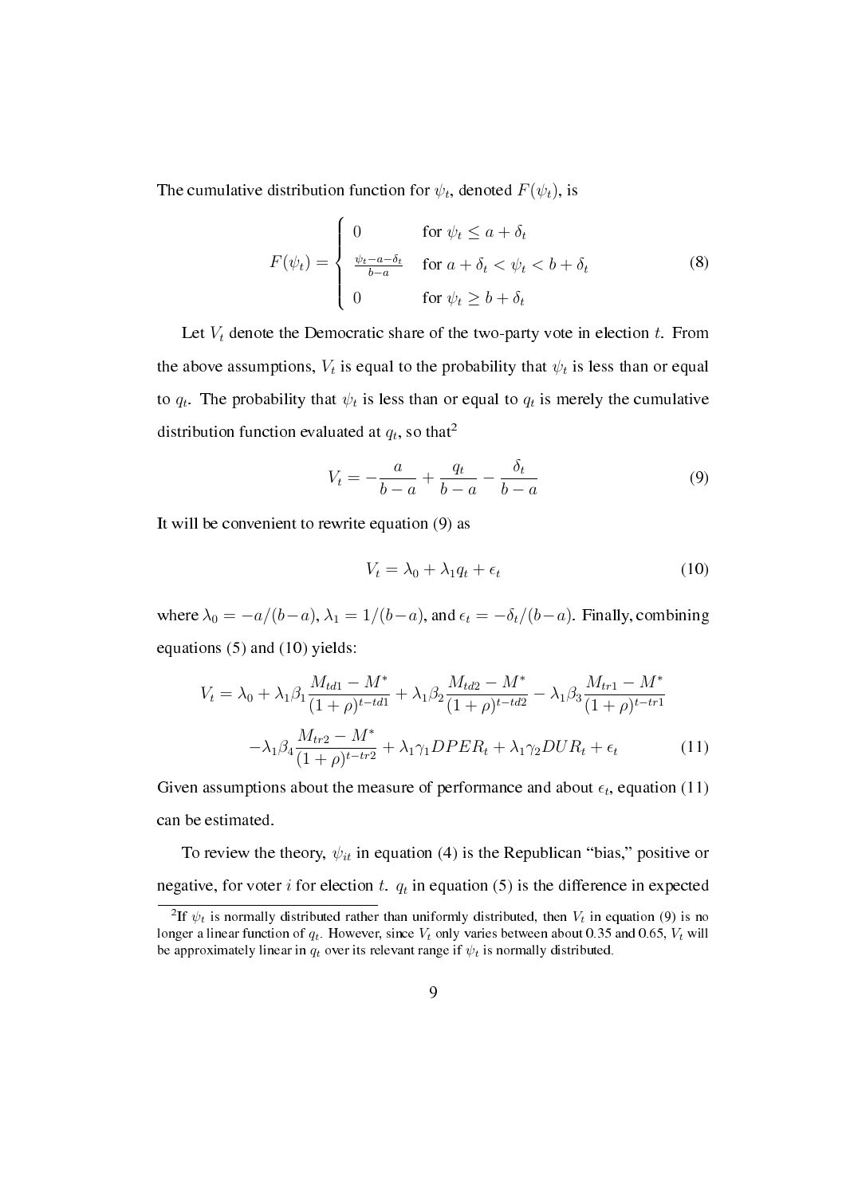The cumulative distribution function for $\psi_t$, denoted $F(\psi_t)$, is

$$F(\psi_t) = \begin{cases} 0 & \text{for } \psi_t \leq a + \delta_t \\ \frac{\psi_t - a - \delta_t}{b-a} & \text{for } a + \delta_t < \psi_t < b + \delta_t \\ 0 & \text{for } \psi_t \geq b + \delta_t \end{cases} \tag{8}$$

Let $V_t$ denote the Democratic share of the two-party vote in election $t$. From the above assumptions, $V_t$ is equal to the probability that $\psi_t$ is less than or equal to $q_t$. The probability that $\psi_t$ is less than or equal to $q_t$ is merely the cumulative distribution function evaluated at $q_t$, so that[2]

$$V_t = -\frac{a}{b-a} + \frac{q_t}{b-a} - \frac{\delta_t}{b-a} \tag{9}$$

It will be convenient to rewrite equation (9) as

$$V_t = \lambda_0 + \lambda_1 q_t + \epsilon_t \tag{10}$$

where $\lambda_0 = -a/(b-a)$, $\lambda_1 = 1/(b-a)$, and $\epsilon_t = -\delta_t/(b-a)$. Finally, combining equations (5) and (10) yields:

$$\begin{aligned} V_t = \lambda_0 + \lambda_1\beta_1\frac{M_{td1} - M^*}{(1+\rho)^{t-td1}} + \lambda_1\beta_2\frac{M_{td2} - M^*}{(1+\rho)^{t-td2}} - \lambda_1\beta_3\frac{M_{tr1} - M^*}{(1+\rho)^{t-tr1}} \\ -\lambda_1\beta_4\frac{M_{tr2} - M^*}{(1+\rho)^{t-tr2}} + \lambda_1\gamma_1 DPER_t + \lambda_1\gamma_2 DUR_t + \epsilon_t \end{aligned} \tag{11}$$

Given assumptions about the measure of performance and about $\epsilon_t$, equation (11) can be estimated.

To review the theory, $\psi_{it}$ in equation (4) is the Republican "bias," positive or negative, for voter $i$ for election $t$. $q_t$ in equation (5) is the difference in expected

[2] If $\psi_t$ is normally distributed rather than uniformly distributed, then $V_t$ in equation (9) is no longer a linear function of $q_t$. However, since $V_t$ only varies between about 0.35 and 0.65, $V_t$ will be approximately linear in $q_t$ over its relevant range if $\psi_t$ is normally distributed.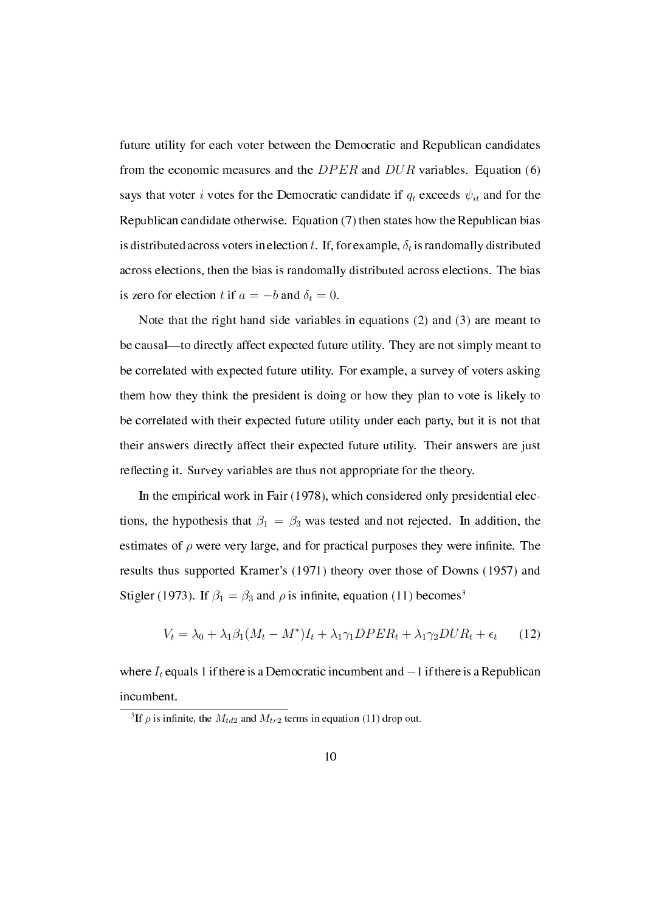future utility for each voter between the Democratic and Republican candidates from the economic measures and the $DPER$ and $DUR$ variables. Equation (6) says that voter $i$ votes for the Democratic candidate if $q_t$ exceeds $\psi_{it}$ and for the Republican candidate otherwise. Equation (7) then states how the Republican bias is distributed across voters in election $t$. If, for example, $\delta_t$ is randomally distributed across elections, then the bias is randomally distributed across elections. The bias is zero for election $t$ if $a = -b$ and $\delta_t = 0$.

Note that the right hand side variables in equations (2) and (3) are meant to be causal—to directly affect expected future utility. They are not simply meant to be correlated with expected future utility. For example, a survey of voters asking them how they think the president is doing or how they plan to vote is likely to be correlated with their expected future utility under each party, but it is not that their answers directly affect their expected future utility. Their answers are just reflecting it. Survey variables are thus not appropriate for the theory.

In the empirical work in Fair (1978), which considered only presidential elections, the hypothesis that $\beta_1 = \beta_3$ was tested and not rejected. In addition, the estimates of $\rho$ were very large, and for practical purposes they were infinite. The results thus supported Kramer's (1971) theory over those of Downs (1957) and Stigler (1973). If $\beta_1 = \beta_3$ and $\rho$ is infinite, equation (11) becomes[3]

$$V_t = \lambda_0 + \lambda_1\beta_1(M_t - M^*)I_t + \lambda_1\gamma_1 DPER_t + \lambda_1\gamma_2 DUR_t + \epsilon_t \qquad (12)$$

where $I_t$ equals 1 if there is a Democratic incumbent and $-1$ if there is a Republican incumbent.

[3] If $\rho$ is infinite, the $M_{td2}$ and $M_{tr2}$ terms in equation (11) drop out.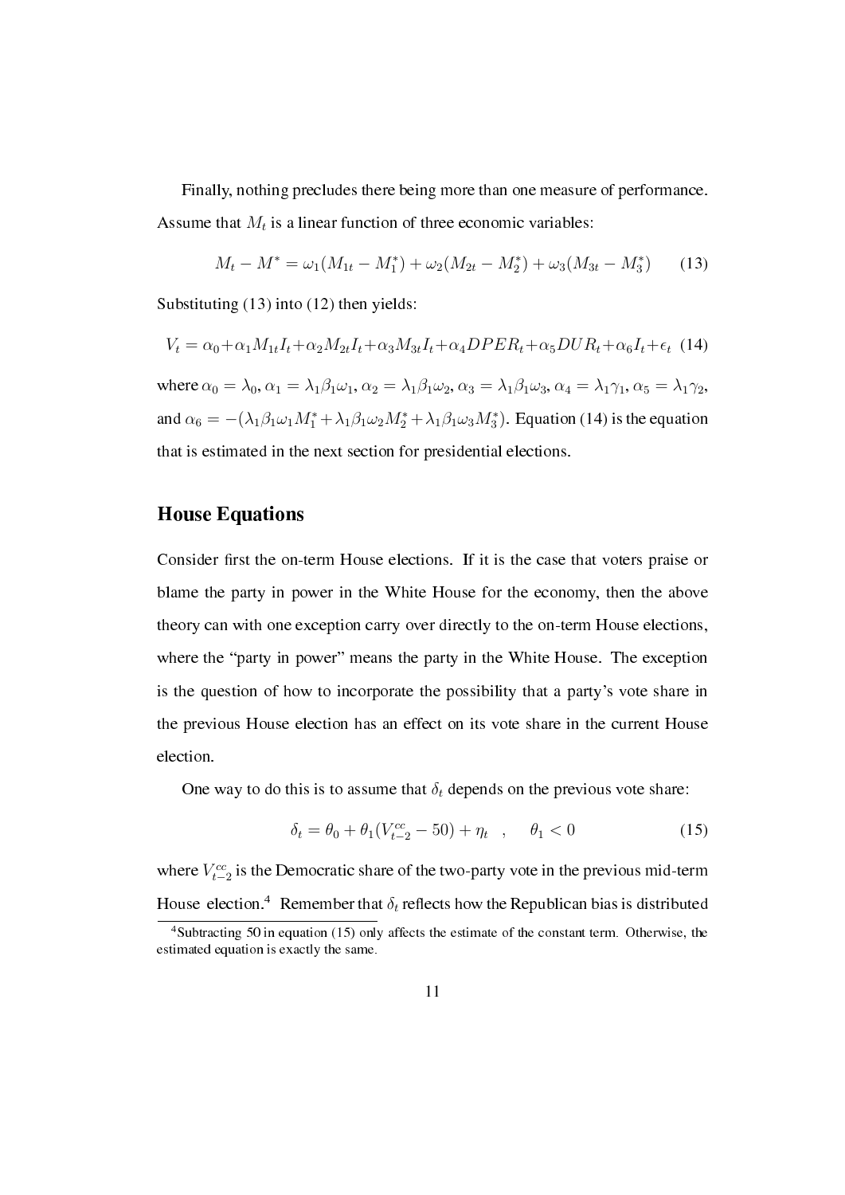Finally, nothing precludes there being more than one measure of performance. Assume that $M_t$ is a linear function of three economic variables:

$$M_t - M^* = \omega_1(M_{1t} - M_1^*) + \omega_2(M_{2t} - M_2^*) + \omega_3(M_{3t} - M_3^*) \qquad (13)$$

Substituting (13) into (12) then yields:

$$V_t = \alpha_0 + \alpha_1 M_{1t} I_t + \alpha_2 M_{2t} I_t + \alpha_3 M_{3t} I_t + \alpha_4 DPER_t + \alpha_5 DUR_t + \alpha_6 I_t + \epsilon_t \quad (14)$$

where $\alpha_0 = \lambda_0$, $\alpha_1 = \lambda_1\beta_1\omega_1$, $\alpha_2 = \lambda_1\beta_1\omega_2$, $\alpha_3 = \lambda_1\beta_1\omega_3$, $\alpha_4 = \lambda_1\gamma_1$, $\alpha_5 = \lambda_1\gamma_2$, and $\alpha_6 = -(\lambda_1\beta_1\omega_1 M_1^* + \lambda_1\beta_1\omega_2 M_2^* + \lambda_1\beta_1\omega_3 M_3^*)$. Equation (14) is the equation that is estimated in the next section for presidential elections.

## House Equations

Consider first the on-term House elections. If it is the case that voters praise or blame the party in power in the White House for the economy, then the above theory can with one exception carry over directly to the on-term House elections, where the "party in power" means the party in the White House. The exception is the question of how to incorporate the possibility that a party's vote share in the previous House election has an effect on its vote share in the current House election.

One way to do this is to assume that $\delta_t$ depends on the previous vote share:

$$\delta_t = \theta_0 + \theta_1(V_{t-2}^{cc} - 50) + \eta_t \quad , \qquad \theta_1 < 0 \qquad (15)$$

where $V_{t-2}^{cc}$ is the Democratic share of the two-party vote in the previous mid-term House election.[4] Remember that $\delta_t$ reflects how the Republican bias is distributed

[4] Subtracting 50 in equation (15) only affects the estimate of the constant term. Otherwise, the estimated equation is exactly the same.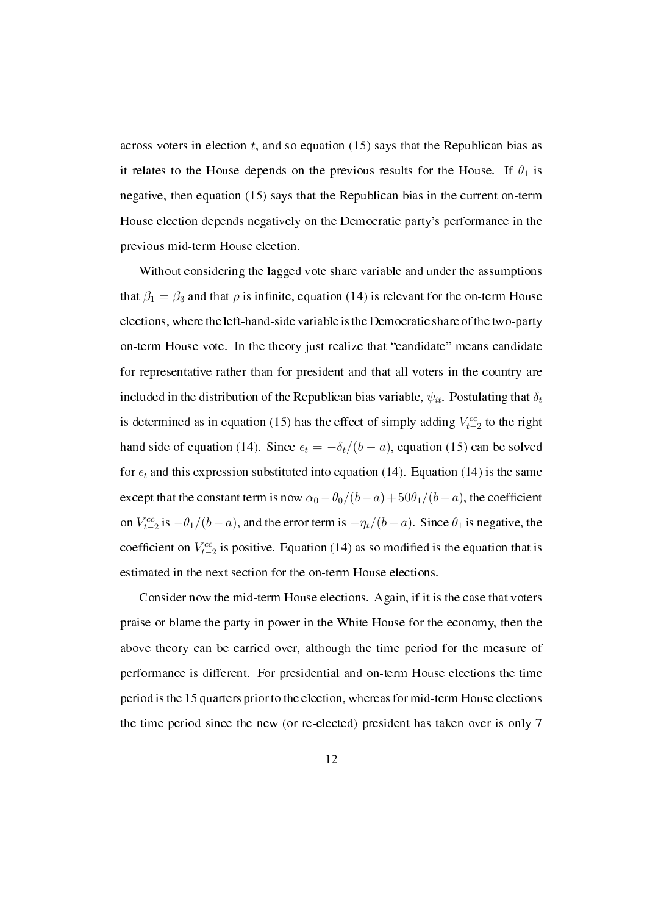across voters in election $t$, and so equation (15) says that the Republican bias as it relates to the House depends on the previous results for the House. If $\theta_1$ is negative, then equation (15) says that the Republican bias in the current on-term House election depends negatively on the Democratic party's performance in the previous mid-term House election.

Without considering the lagged vote share variable and under the assumptions that $\beta_1 = \beta_3$ and that $\rho$ is infinite, equation (14) is relevant for the on-term House elections, where the left-hand-side variable is the Democratic share of the two-party on-term House vote. In the theory just realize that "candidate" means candidate for representative rather than for president and that all voters in the country are included in the distribution of the Republican bias variable, $\psi_{it}$. Postulating that $\delta_t$ is determined as in equation (15) has the effect of simply adding $V^{cc}_{t-2}$ to the right hand side of equation (14). Since $\epsilon_t = -\delta_t/(b-a)$, equation (15) can be solved for $\epsilon_t$ and this expression substituted into equation (14). Equation (14) is the same except that the constant term is now $\alpha_0 - \theta_0/(b-a) + 50\theta_1/(b-a)$, the coefficient on $V^{cc}_{t-2}$ is $-\theta_1/(b-a)$, and the error term is $-\eta_t/(b-a)$. Since $\theta_1$ is negative, the coefficient on $V^{cc}_{t-2}$ is positive. Equation (14) as so modified is the equation that is estimated in the next section for the on-term House elections.

Consider now the mid-term House elections. Again, if it is the case that voters praise or blame the party in power in the White House for the economy, then the above theory can be carried over, although the time period for the measure of performance is different. For presidential and on-term House elections the time period is the 15 quarters prior to the election, whereas for mid-term House elections the time period since the new (or re-elected) president has taken over is only 7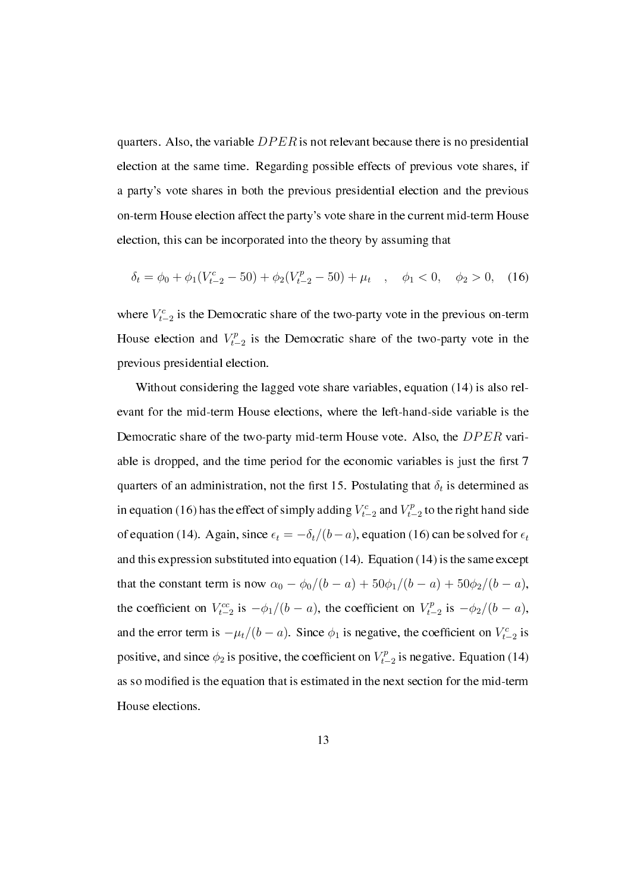quarters. Also, the variable $DPER$ is not relevant because there is no presidential election at the same time. Regarding possible effects of previous vote shares, if a party's vote shares in both the previous presidential election and the previous on-term House election affect the party's vote share in the current mid-term House election, this can be incorporated into the theory by assuming that

$$\delta_t = \phi_0 + \phi_1(V^c_{t-2} - 50) + \phi_2(V^p_{t-2} - 50) + \mu_t \quad , \quad \phi_1 < 0, \quad \phi_2 > 0, \quad (16)$$

where $V^c_{t-2}$ is the Democratic share of the two-party vote in the previous on-term House election and $V^p_{t-2}$ is the Democratic share of the two-party vote in the previous presidential election.

Without considering the lagged vote share variables, equation (14) is also relevant for the mid-term House elections, where the left-hand-side variable is the Democratic share of the two-party mid-term House vote. Also, the $DPER$ variable is dropped, and the time period for the economic variables is just the first 7 quarters of an administration, not the first 15. Postulating that $\delta_t$ is determined as in equation (16) has the effect of simply adding $V^c_{t-2}$ and $V^p_{t-2}$ to the right hand side of equation (14). Again, since $\epsilon_t = -\delta_t/(b-a)$, equation (16) can be solved for $\epsilon_t$ and this expression substituted into equation (14). Equation (14) is the same except that the constant term is now $\alpha_0 - \phi_0/(b-a) + 50\phi_1/(b-a) + 50\phi_2/(b-a)$, the coefficient on $V^{cc}_{t-2}$ is $-\phi_1/(b-a)$, the coefficient on $V^p_{t-2}$ is $-\phi_2/(b-a)$, and the error term is $-\mu_t/(b-a)$. Since $\phi_1$ is negative, the coefficient on $V^c_{t-2}$ is positive, and since $\phi_2$ is positive, the coefficient on $V^p_{t-2}$ is negative. Equation (14) as so modified is the equation that is estimated in the next section for the mid-term House elections.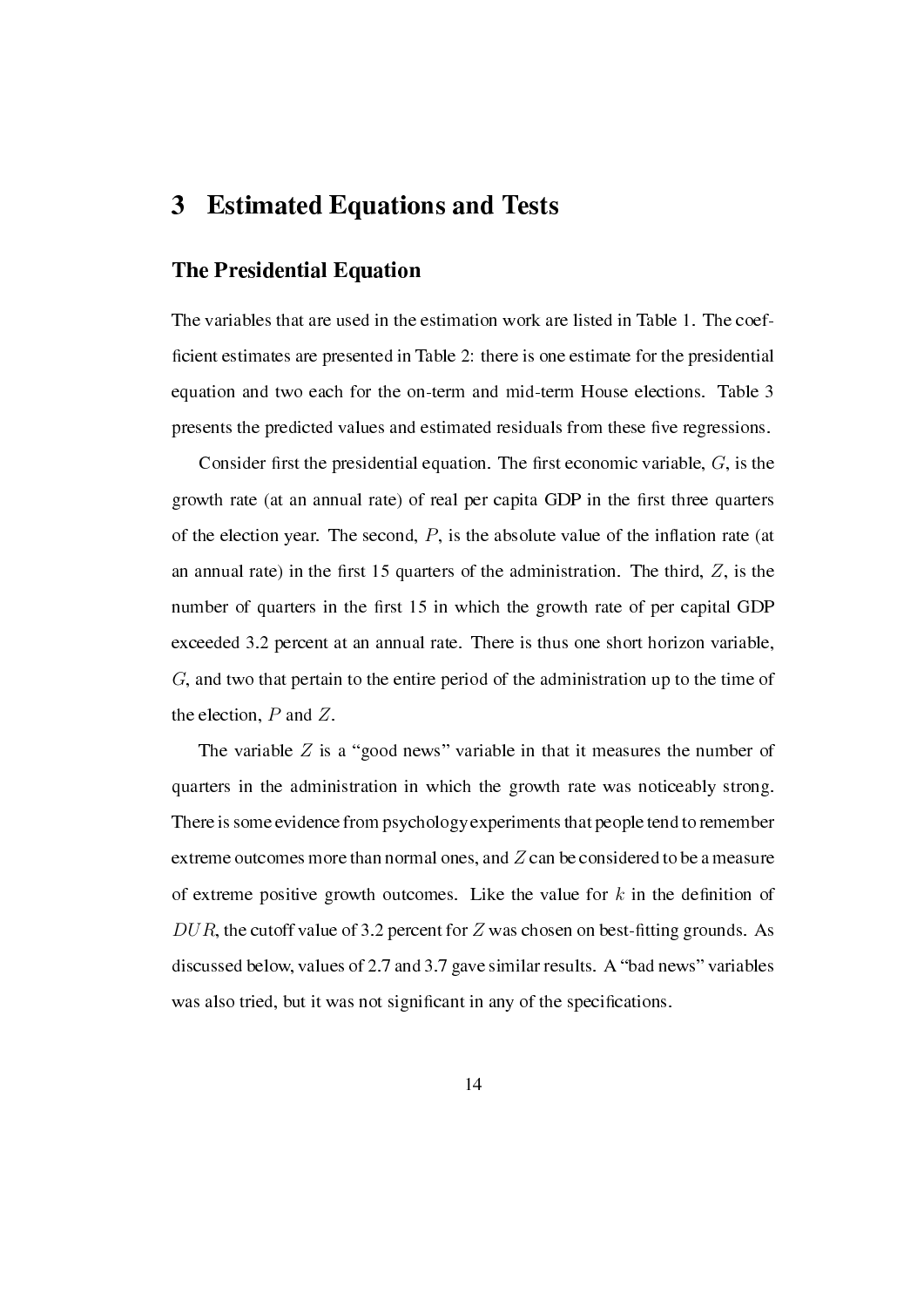# 3 Estimated Equations and Tests

## The Presidential Equation

The variables that are used in the estimation work are listed in Table 1. The coefficient estimates are presented in Table 2: there is one estimate for the presidential equation and two each for the on-term and mid-term House elections. Table 3 presents the predicted values and estimated residuals from these five regressions.

Consider first the presidential equation. The first economic variable, $G$, is the growth rate (at an annual rate) of real per capita GDP in the first three quarters of the election year. The second, $P$, is the absolute value of the inflation rate (at an annual rate) in the first 15 quarters of the administration. The third, $Z$, is the number of quarters in the first 15 in which the growth rate of per capital GDP exceeded 3.2 percent at an annual rate. There is thus one short horizon variable, $G$, and two that pertain to the entire period of the administration up to the time of the election, $P$ and $Z$.

The variable $Z$ is a "good news" variable in that it measures the number of quarters in the administration in which the growth rate was noticeably strong. There is some evidence from psychology experiments that people tend to remember extreme outcomes more than normal ones, and $Z$ can be considered to be a measure of extreme positive growth outcomes. Like the value for $k$ in the definition of $DUR$, the cutoff value of 3.2 percent for $Z$ was chosen on best-fitting grounds. As discussed below, values of 2.7 and 3.7 gave similar results. A "bad news" variables was also tried, but it was not significant in any of the specifications.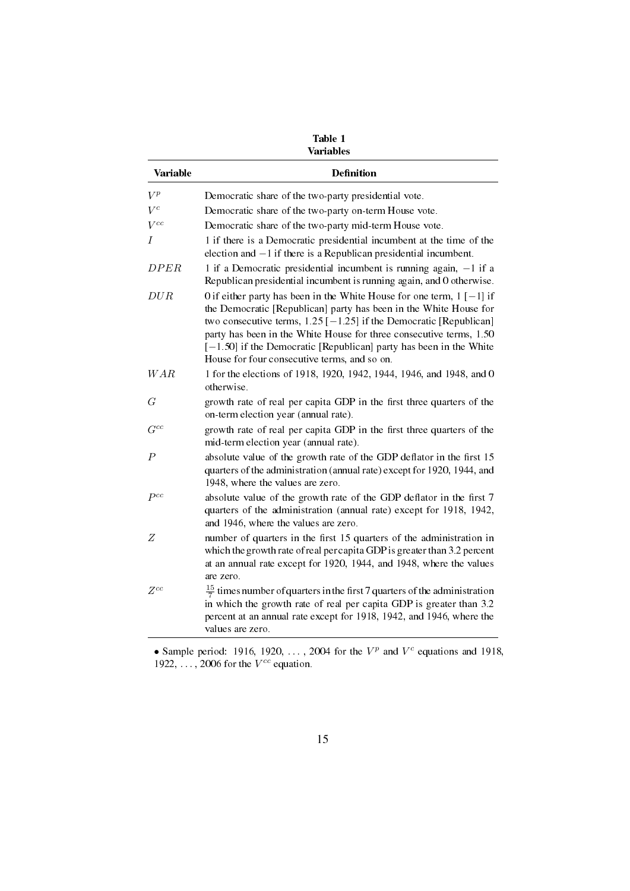**Table 1**
**Variables**

| Variable | Definition |
|---|---|
| $V^p$ | Democratic share of the two-party presidential vote. |
| $V^c$ | Democratic share of the two-party on-term House vote. |
| $V^{cc}$ | Democratic share of the two-party mid-term House vote. |
| $I$ | 1 if there is a Democratic presidential incumbent at the time of the election and $-1$ if there is a Republican presidential incumbent. |
| $DPER$ | 1 if a Democratic presidential incumbent is running again, $-1$ if a Republican presidential incumbent is running again, and 0 otherwise. |
| $DUR$ | 0 if either party has been in the White House for one term, 1 [$-1$] if the Democratic [Republican] party has been in the White House for two consecutive terms, 1.25 [$-1.25$] if the Democratic [Republican] party has been in the White House for three consecutive terms, 1.50 [$-1.50$] if the Democratic [Republican] party has been in the White House for four consecutive terms, and so on. |
| $WAR$ | 1 for the elections of 1918, 1920, 1942, 1944, 1946, and 1948, and 0 otherwise. |
| $G$ | growth rate of real per capita GDP in the first three quarters of the on-term election year (annual rate). |
| $G^{cc}$ | growth rate of real per capita GDP in the first three quarters of the mid-term election year (annual rate). |
| $P$ | absolute value of the growth rate of the GDP deflator in the first 15 quarters of the administration (annual rate) except for 1920, 1944, and 1948, where the values are zero. |
| $P^{cc}$ | absolute value of the growth rate of the GDP deflator in the first 7 quarters of the administration (annual rate) except for 1918, 1942, and 1946, where the values are zero. |
| $Z$ | number of quarters in the first 15 quarters of the administration in which the growth rate of real per capita GDP is greater than 3.2 percent at an annual rate except for 1920, 1944, and 1948, where the values are zero. |
| $Z^{cc}$ | $\frac{15}{7}$ times number of quarters in the first 7 quarters of the administration in which the growth rate of real per capita GDP is greater than 3.2 percent at an annual rate except for 1918, 1942, and 1946, where the values are zero. |

• Sample period: 1916, 1920, ..., 2004 for the $V^p$ and $V^c$ equations and 1918, 1922, ..., 2006 for the $V^{cc}$ equation.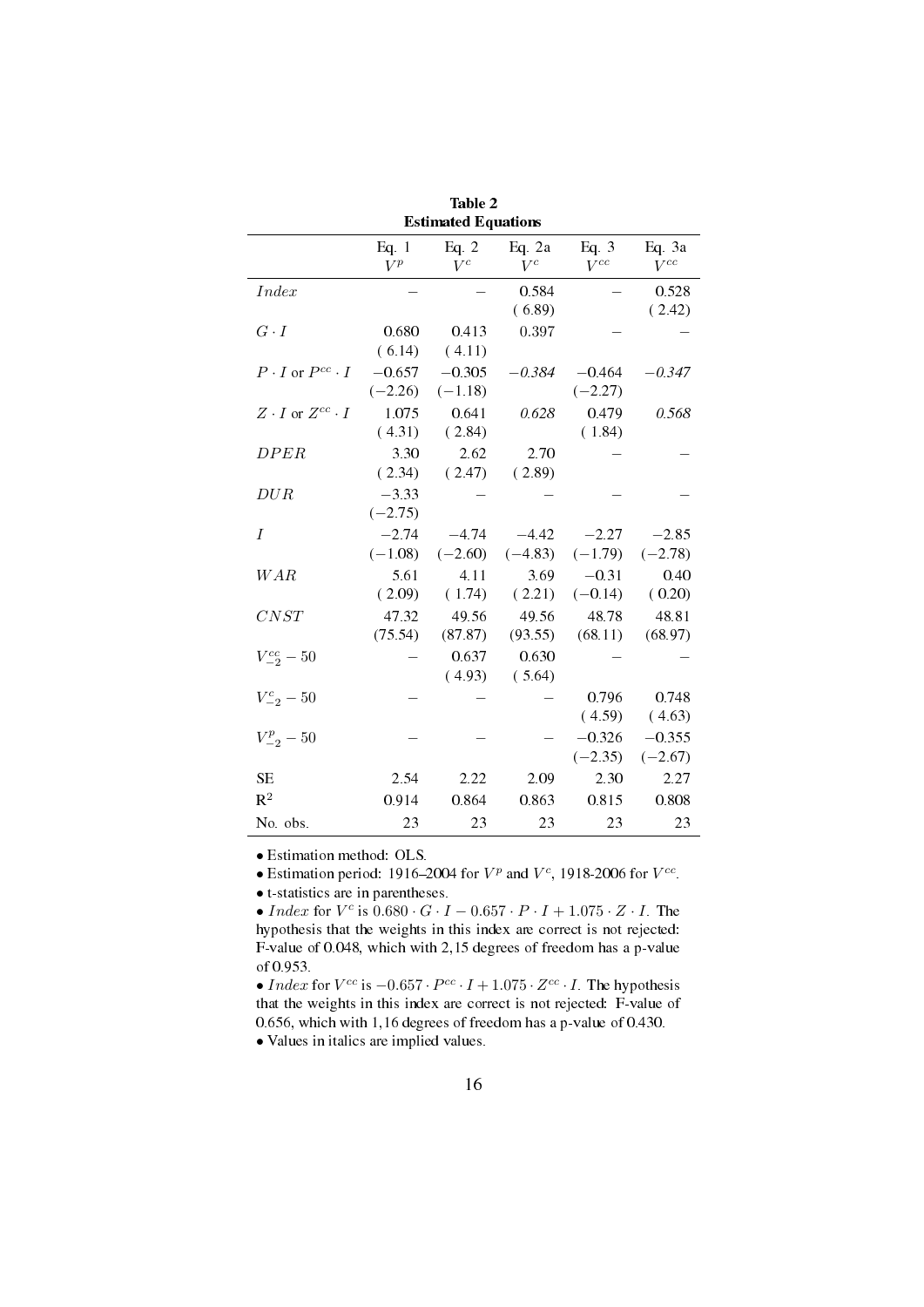**Table 2**
**Estimated Equations**

| | Eq. 1 $V^p$ | Eq. 2 $V^c$ | Eq. 2a $V^c$ | Eq. 3 $V^{cc}$ | Eq. 3a $V^{cc}$ |
|---|---|---|---|---|---|
| $Index$ | – | – | 0.584 | – | 0.528 |
| | | | (6.89) | | (2.42) |
| $G \cdot I$ | 0.680 | 0.413 | 0.397 | – | – |
| | (6.14) | (4.11) | | | |
| $P \cdot I$ or $P^{cc} \cdot I$ | −0.657 | −0.305 | *−0.384* | −0.464 | *−0.347* |
| | (−2.26) | (−1.18) | | (−2.27) | |
| $Z \cdot I$ or $Z^{cc} \cdot I$ | 1.075 | 0.641 | *0.628* | 0.479 | *0.568* |
| | (4.31) | (2.84) | | (1.84) | |
| $DPER$ | 3.30 | 2.62 | 2.70 | – | – |
| | (2.34) | (2.47) | (2.89) | | |
| $DUR$ | −3.33 | – | – | – | – |
| | (−2.75) | | | | |
| $I$ | −2.74 | −4.74 | −4.42 | −2.27 | −2.85 |
| | (−1.08) | (−2.60) | (−4.83) | (−1.79) | (−2.78) |
| $WAR$ | 5.61 | 4.11 | 3.69 | −0.31 | 0.40 |
| | (2.09) | (1.74) | (2.21) | (−0.14) | (0.20) |
| $CNST$ | 47.32 | 49.56 | 49.56 | 48.78 | 48.81 |
| | (75.54) | (87.87) | (93.55) | (68.11) | (68.97) |
| $V^{cc}_{-2} - 50$ | – | 0.637 | 0.630 | – | – |
| | | (4.93) | (5.64) | | |
| $V^{c}_{-2} - 50$ | – | – | – | 0.796 | 0.748 |
| | | | | (4.59) | (4.63) |
| $V^{p}_{-2} - 50$ | – | – | – | −0.326 | −0.355 |
| | | | | (−2.35) | (−2.67) |
| SE | 2.54 | 2.22 | 2.09 | 2.30 | 2.27 |
| $R^2$ | 0.914 | 0.864 | 0.863 | 0.815 | 0.808 |
| No. obs. | 23 | 23 | 23 | 23 | 23 |

- Estimation method: OLS.
- Estimation period: 1916–2004 for $V^p$ and $V^c$, 1918-2006 for $V^{cc}$.
- t-statistics are in parentheses.
- $Index$ for $V^c$ is $0.680 \cdot G \cdot I - 0.657 \cdot P \cdot I + 1.075 \cdot Z \cdot I$. The hypothesis that the weights in this index are correct is not rejected: F-value of 0.048, which with 2,15 degrees of freedom has a p-value of 0.953.
- $Index$ for $V^{cc}$ is $-0.657 \cdot P^{cc} \cdot I + 1.075 \cdot Z^{cc} \cdot I$. The hypothesis that the weights in this index are correct is not rejected: F-value of 0.656, which with 1,16 degrees of freedom has a p-value of 0.430.
- Values in italics are implied values.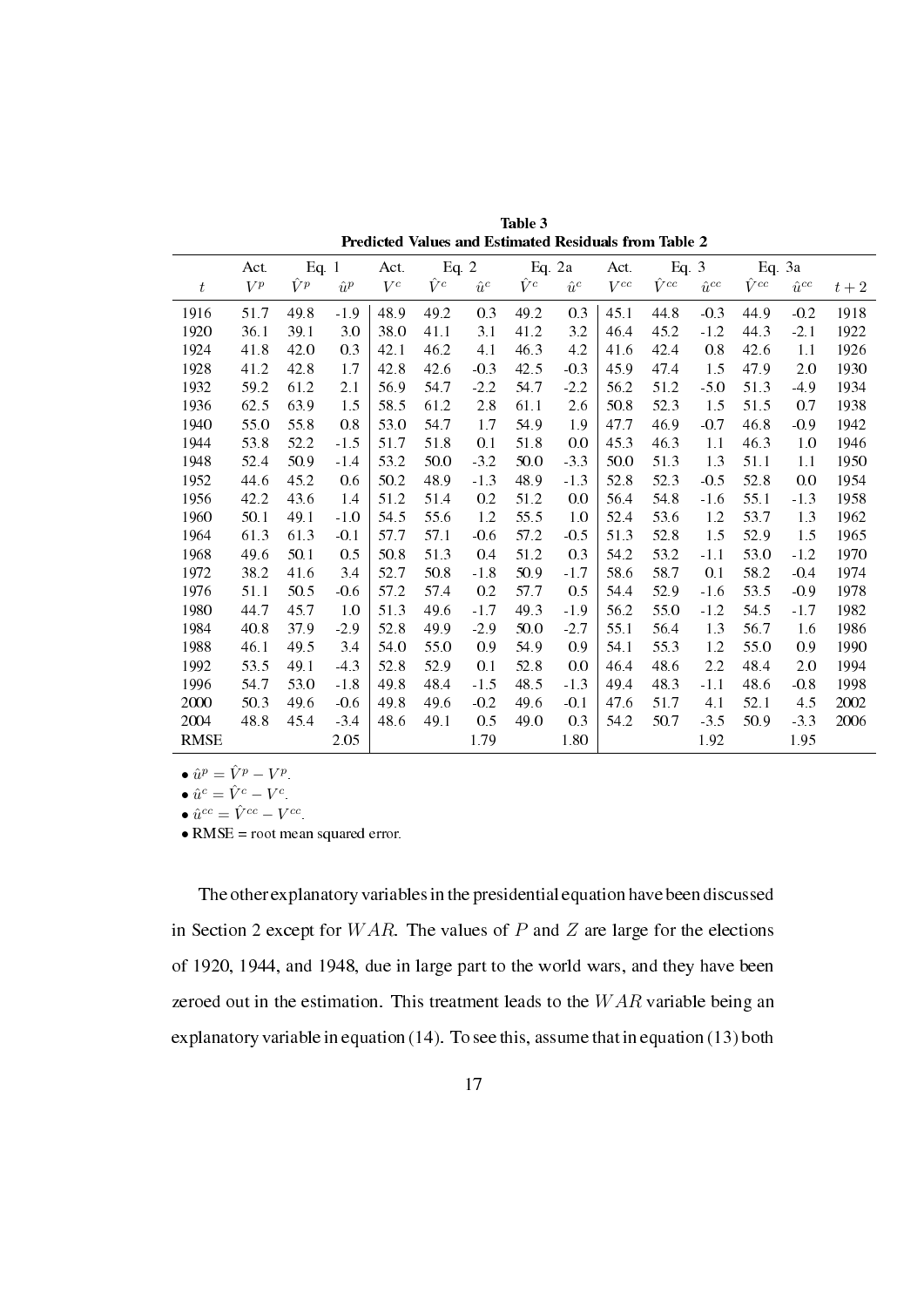**Table 3**
**Predicted Values and Estimated Residuals from Table 2**

| | Act. | Eq. 1 | | Act. | Eq. 2 | | Eq. 2a | | Act. | Eq. 3 | | Eq. 3a | | |
|---|---|---|---|---|---|---|---|---|---|---|---|---|---|---|
| $t$ | $V^p$ | $\hat{V}^p$ | $\hat{u}^p$ | $V^c$ | $\hat{V}^c$ | $\hat{u}^c$ | $\hat{V}^c$ | $\hat{u}^c$ | $V^{cc}$ | $\hat{V}^{cc}$ | $\hat{u}^{cc}$ | $\hat{V}^{cc}$ | $\hat{u}^{cc}$ | $t+2$ |
| 1916 | 51.7 | 49.8 | -1.9 | 48.9 | 49.2 | 0.3 | 49.2 | 0.3 | 45.1 | 44.8 | -0.3 | 44.9 | -0.2 | 1918 |
| 1920 | 36.1 | 39.1 | 3.0 | 38.0 | 41.1 | 3.1 | 41.2 | 3.2 | 46.4 | 45.2 | -1.2 | 44.3 | -2.1 | 1922 |
| 1924 | 41.8 | 42.0 | 0.3 | 42.1 | 46.2 | 4.1 | 46.3 | 4.2 | 41.6 | 42.4 | 0.8 | 42.6 | 1.1 | 1926 |
| 1928 | 41.2 | 42.8 | 1.7 | 42.8 | 42.6 | -0.3 | 42.5 | -0.3 | 45.9 | 47.4 | 1.5 | 47.9 | 2.0 | 1930 |
| 1932 | 59.2 | 61.2 | 2.1 | 56.9 | 54.7 | -2.2 | 54.7 | -2.2 | 56.2 | 51.2 | -5.0 | 51.3 | -4.9 | 1934 |
| 1936 | 62.5 | 63.9 | 1.5 | 58.5 | 61.2 | 2.8 | 61.1 | 2.6 | 50.8 | 52.3 | 1.5 | 51.5 | 0.7 | 1938 |
| 1940 | 55.0 | 55.8 | 0.8 | 53.0 | 54.7 | 1.7 | 54.9 | 1.9 | 47.7 | 46.9 | -0.7 | 46.8 | -0.9 | 1942 |
| 1944 | 53.8 | 52.2 | -1.5 | 51.7 | 51.8 | 0.1 | 51.8 | 0.0 | 45.3 | 46.3 | 1.1 | 46.3 | 1.0 | 1946 |
| 1948 | 52.4 | 50.9 | -1.4 | 53.2 | 50.0 | -3.2 | 50.0 | -3.3 | 50.0 | 51.3 | 1.3 | 51.1 | 1.1 | 1950 |
| 1952 | 44.6 | 45.2 | 0.6 | 50.2 | 48.9 | -1.3 | 48.9 | -1.3 | 52.8 | 52.3 | -0.5 | 52.8 | 0.0 | 1954 |
| 1956 | 42.2 | 43.6 | 1.4 | 51.2 | 51.4 | 0.2 | 51.2 | 0.0 | 56.4 | 54.8 | -1.6 | 55.1 | -1.3 | 1958 |
| 1960 | 50.1 | 49.1 | -1.0 | 54.5 | 55.6 | 1.2 | 55.5 | 1.0 | 52.4 | 53.6 | 1.2 | 53.7 | 1.3 | 1962 |
| 1964 | 61.3 | 61.3 | -0.1 | 57.7 | 57.1 | -0.6 | 57.2 | -0.5 | 51.3 | 52.8 | 1.5 | 52.9 | 1.5 | 1965 |
| 1968 | 49.6 | 50.1 | 0.5 | 50.8 | 51.3 | 0.4 | 51.2 | 0.3 | 54.2 | 53.2 | -1.1 | 53.0 | -1.2 | 1970 |
| 1972 | 38.2 | 41.6 | 3.4 | 52.7 | 50.8 | -1.8 | 50.9 | -1.7 | 58.6 | 58.7 | 0.1 | 58.2 | -0.4 | 1974 |
| 1976 | 51.1 | 50.5 | -0.6 | 57.2 | 57.4 | 0.2 | 57.7 | 0.5 | 54.4 | 52.9 | -1.6 | 53.5 | -0.9 | 1978 |
| 1980 | 44.7 | 45.7 | 1.0 | 51.3 | 49.6 | -1.7 | 49.3 | -1.9 | 56.2 | 55.0 | -1.2 | 54.5 | -1.7 | 1982 |
| 1984 | 40.8 | 37.9 | -2.9 | 52.8 | 49.9 | -2.9 | 50.0 | -2.7 | 55.1 | 56.4 | 1.3 | 56.7 | 1.6 | 1986 |
| 1988 | 46.1 | 49.5 | 3.4 | 54.0 | 55.0 | 0.9 | 54.9 | 0.9 | 54.1 | 55.3 | 1.2 | 55.0 | 0.9 | 1990 |
| 1992 | 53.5 | 49.1 | -4.3 | 52.8 | 52.9 | 0.1 | 52.8 | 0.0 | 46.4 | 48.6 | 2.2 | 48.4 | 2.0 | 1994 |
| 1996 | 54.7 | 53.0 | -1.8 | 49.8 | 48.4 | -1.5 | 48.5 | -1.3 | 49.4 | 48.3 | -1.1 | 48.6 | -0.8 | 1998 |
| 2000 | 50.3 | 49.6 | -0.6 | 49.8 | 49.6 | -0.2 | 49.6 | -0.1 | 47.6 | 51.7 | 4.1 | 52.1 | 4.5 | 2002 |
| 2004 | 48.8 | 45.4 | -3.4 | 48.6 | 49.1 | 0.5 | 49.0 | 0.3 | 54.2 | 50.7 | -3.5 | 50.9 | -3.3 | 2006 |
| RMSE | | | 2.05 | | | 1.79 | | 1.80 | | | 1.92 | | 1.95 | |

- $\hat{u}^p = \hat{V}^p - V^p$.
- $\hat{u}^c = \hat{V}^c - V^c$.
- $\hat{u}^{cc} = \hat{V}^{cc} - V^{cc}$.
- RMSE = root mean squared error.

The other explanatory variables in the presidential equation have been discussed in Section 2 except for $WAR$. The values of $P$ and $Z$ are large for the elections of 1920, 1944, and 1948, due in large part to the world wars, and they have been zeroed out in the estimation. This treatment leads to the $WAR$ variable being an explanatory variable in equation (14). To see this, assume that in equation (13) both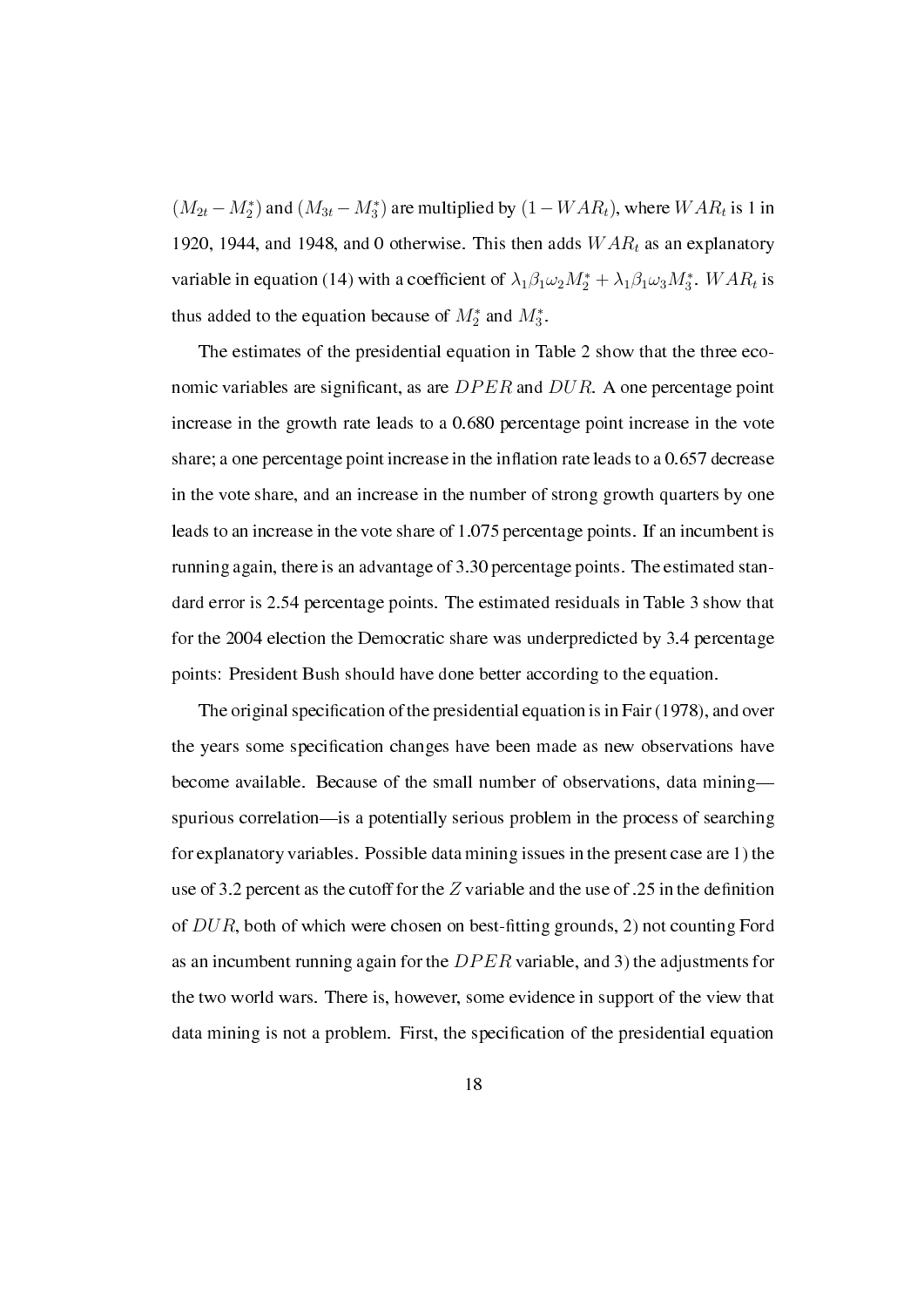$(M_{2t} - M_2^*)$ and $(M_{3t} - M_3^*)$ are multiplied by $(1 - WAR_t)$, where $WAR_t$ is 1 in 1920, 1944, and 1948, and 0 otherwise. This then adds $WAR_t$ as an explanatory variable in equation (14) with a coefficient of $\lambda_1 \beta_1 \omega_2 M_2^* + \lambda_1 \beta_1 \omega_3 M_3^*$. $WAR_t$ is thus added to the equation because of $M_2^*$ and $M_3^*$.

The estimates of the presidential equation in Table 2 show that the three economic variables are significant, as are $DPER$ and $DUR$. A one percentage point increase in the growth rate leads to a 0.680 percentage point increase in the vote share; a one percentage point increase in the inflation rate leads to a 0.657 decrease in the vote share, and an increase in the number of strong growth quarters by one leads to an increase in the vote share of 1.075 percentage points. If an incumbent is running again, there is an advantage of 3.30 percentage points. The estimated standard error is 2.54 percentage points. The estimated residuals in Table 3 show that for the 2004 election the Democratic share was underpredicted by 3.4 percentage points: President Bush should have done better according to the equation.

The original specification of the presidential equation is in Fair (1978), and over the years some specification changes have been made as new observations have become available. Because of the small number of observations, data mining—spurious correlation—is a potentially serious problem in the process of searching for explanatory variables. Possible data mining issues in the present case are 1) the use of 3.2 percent as the cutoff for the $Z$ variable and the use of .25 in the definition of $DUR$, both of which were chosen on best-fitting grounds, 2) not counting Ford as an incumbent running again for the $DPER$ variable, and 3) the adjustments for the two world wars. There is, however, some evidence in support of the view that data mining is not a problem. First, the specification of the presidential equation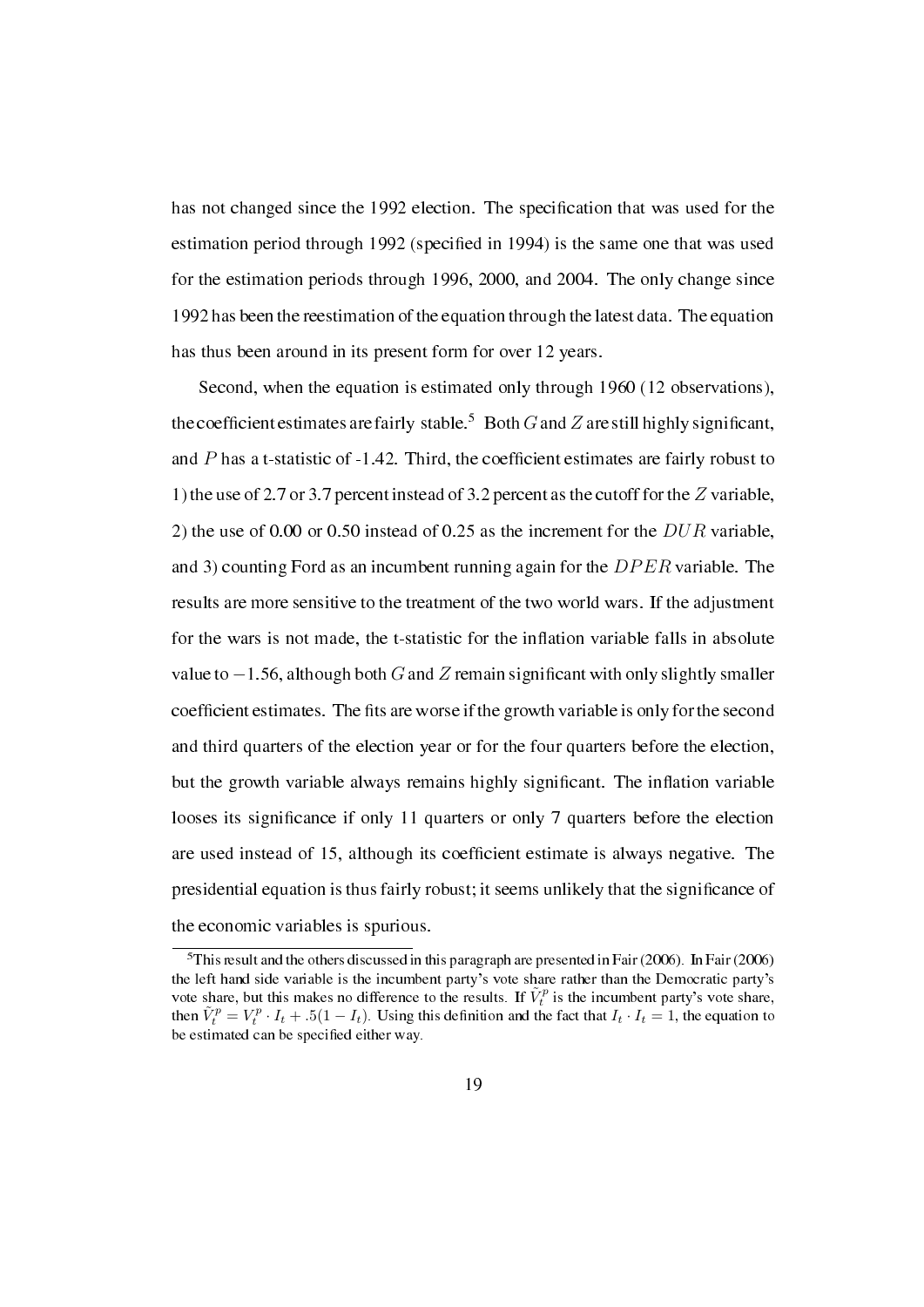has not changed since the 1992 election. The specification that was used for the estimation period through 1992 (specified in 1994) is the same one that was used for the estimation periods through 1996, 2000, and 2004. The only change since 1992 has been the reestimation of the equation through the latest data. The equation has thus been around in its present form for over 12 years.

Second, when the equation is estimated only through 1960 (12 observations), the coefficient estimates are fairly stable.[5] Both $G$ and $Z$ are still highly significant, and $P$ has a t-statistic of -1.42. Third, the coefficient estimates are fairly robust to 1) the use of 2.7 or 3.7 percent instead of 3.2 percent as the cutoff for the $Z$ variable, 2) the use of 0.00 or 0.50 instead of 0.25 as the increment for the $DUR$ variable, and 3) counting Ford as an incumbent running again for the $DPER$ variable. The results are more sensitive to the treatment of the two world wars. If the adjustment for the wars is not made, the t-statistic for the inflation variable falls in absolute value to $-1.56$, although both $G$ and $Z$ remain significant with only slightly smaller coefficient estimates. The fits are worse if the growth variable is only for the second and third quarters of the election year or for the four quarters before the election, but the growth variable always remains highly significant. The inflation variable looses its significance if only 11 quarters or only 7 quarters before the election are used instead of 15, although its coefficient estimate is always negative. The presidential equation is thus fairly robust; it seems unlikely that the significance of the economic variables is spurious.

[5]This result and the others discussed in this paragraph are presented in Fair (2006). In Fair (2006) the left hand side variable is the incumbent party's vote share rather than the Democratic party's vote share, but this makes no difference to the results. If $\tilde{V}_t^p$ is the incumbent party's vote share, then $\tilde{V}_t^p = V_t^p \cdot I_t + .5(1 - I_t)$. Using this definition and the fact that $I_t \cdot I_t = 1$, the equation to be estimated can be specified either way.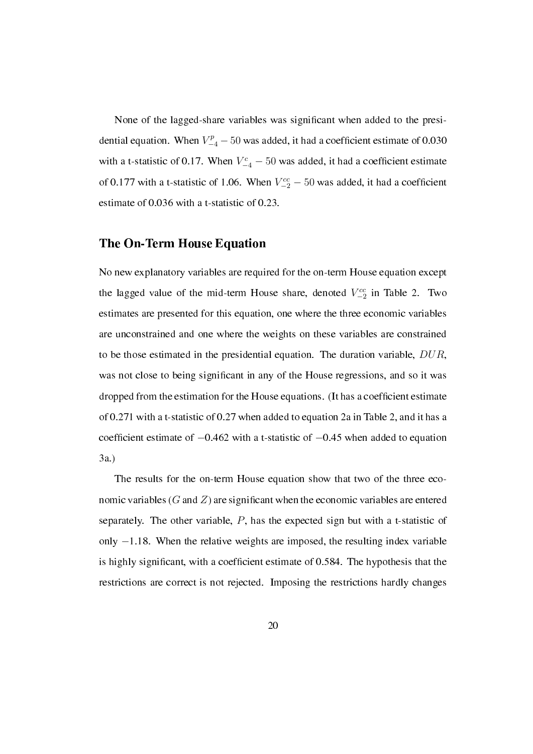None of the lagged-share variables was significant when added to the presidential equation. When $V^p_{-4} - 50$ was added, it had a coefficient estimate of 0.030 with a t-statistic of 0.17. When $V^c_{-4} - 50$ was added, it had a coefficient estimate of 0.177 with a t-statistic of 1.06. When $V^{cc}_{-2} - 50$ was added, it had a coefficient estimate of 0.036 with a t-statistic of 0.23.

## The On-Term House Equation

No new explanatory variables are required for the on-term House equation except the lagged value of the mid-term House share, denoted $V^{cc}_{-2}$ in Table 2. Two estimates are presented for this equation, one where the three economic variables are unconstrained and one where the weights on these variables are constrained to be those estimated in the presidential equation. The duration variable, $DUR$, was not close to being significant in any of the House regressions, and so it was dropped from the estimation for the House equations. (It has a coefficient estimate of 0.271 with a t-statistic of 0.27 when added to equation 2a in Table 2, and it has a coefficient estimate of $-0.462$ with a t-statistic of $-0.45$ when added to equation 3a.)

The results for the on-term House equation show that two of the three economic variables ($G$ and $Z$) are significant when the economic variables are entered separately. The other variable, $P$, has the expected sign but with a t-statistic of only $-1.18$. When the relative weights are imposed, the resulting index variable is highly significant, with a coefficient estimate of 0.584. The hypothesis that the restrictions are correct is not rejected. Imposing the restrictions hardly changes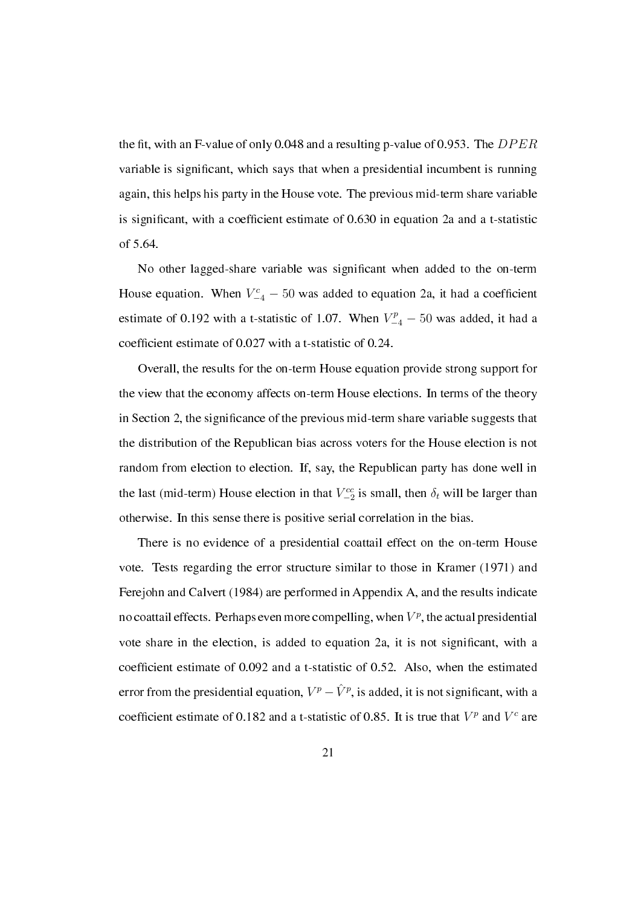the fit, with an F-value of only 0.048 and a resulting p-value of 0.953. The $DPER$ variable is significant, which says that when a presidential incumbent is running again, this helps his party in the House vote. The previous mid-term share variable is significant, with a coefficient estimate of 0.630 in equation 2a and a t-statistic of 5.64.

No other lagged-share variable was significant when added to the on-term House equation. When $V^c_{-4} - 50$ was added to equation 2a, it had a coefficient estimate of 0.192 with a t-statistic of 1.07. When $V^p_{-4} - 50$ was added, it had a coefficient estimate of 0.027 with a t-statistic of 0.24.

Overall, the results for the on-term House equation provide strong support for the view that the economy affects on-term House elections. In terms of the theory in Section 2, the significance of the previous mid-term share variable suggests that the distribution of the Republican bias across voters for the House election is not random from election to election. If, say, the Republican party has done well in the last (mid-term) House election in that $V^{cc}_{-2}$ is small, then $\delta_t$ will be larger than otherwise. In this sense there is positive serial correlation in the bias.

There is no evidence of a presidential coattail effect on the on-term House vote. Tests regarding the error structure similar to those in Kramer (1971) and Ferejohn and Calvert (1984) are performed in Appendix A, and the results indicate no coattail effects. Perhaps even more compelling, when $V^p$, the actual presidential vote share in the election, is added to equation 2a, it is not significant, with a coefficient estimate of 0.092 and a t-statistic of 0.52. Also, when the estimated error from the presidential equation, $V^p - \hat{V}^p$, is added, it is not significant, with a coefficient estimate of 0.182 and a t-statistic of 0.85. It is true that $V^p$ and $V^c$ are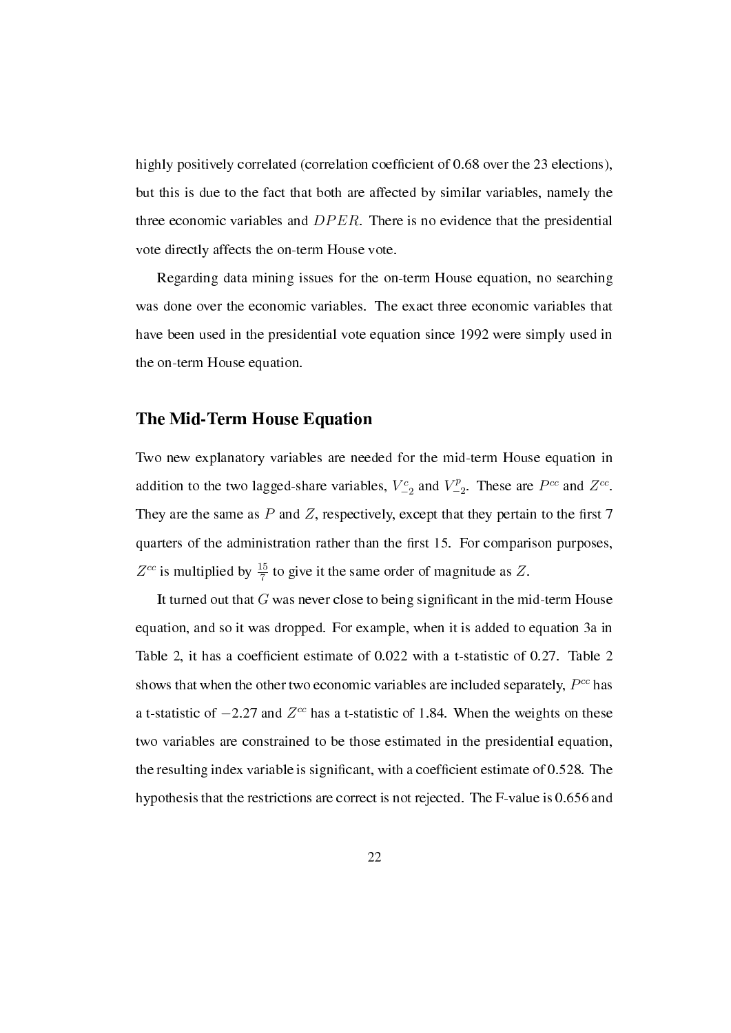highly positively correlated (correlation coefficient of 0.68 over the 23 elections), but this is due to the fact that both are affected by similar variables, namely the three economic variables and $DPER$. There is no evidence that the presidential vote directly affects the on-term House vote.

Regarding data mining issues for the on-term House equation, no searching was done over the economic variables. The exact three economic variables that have been used in the presidential vote equation since 1992 were simply used in the on-term House equation.

## The Mid-Term House Equation

Two new explanatory variables are needed for the mid-term House equation in addition to the two lagged-share variables, $V^c_{-2}$ and $V^p_{-2}$. These are $P^{cc}$ and $Z^{cc}$. They are the same as $P$ and $Z$, respectively, except that they pertain to the first 7 quarters of the administration rather than the first 15. For comparison purposes, $Z^{cc}$ is multiplied by $\frac{15}{7}$ to give it the same order of magnitude as $Z$.

It turned out that $G$ was never close to being significant in the mid-term House equation, and so it was dropped. For example, when it is added to equation 3a in Table 2, it has a coefficient estimate of 0.022 with a t-statistic of 0.27. Table 2 shows that when the other two economic variables are included separately, $P^{cc}$ has a t-statistic of $-2.27$ and $Z^{cc}$ has a t-statistic of 1.84. When the weights on these two variables are constrained to be those estimated in the presidential equation, the resulting index variable is significant, with a coefficient estimate of 0.528. The hypothesis that the restrictions are correct is not rejected. The F-value is 0.656 and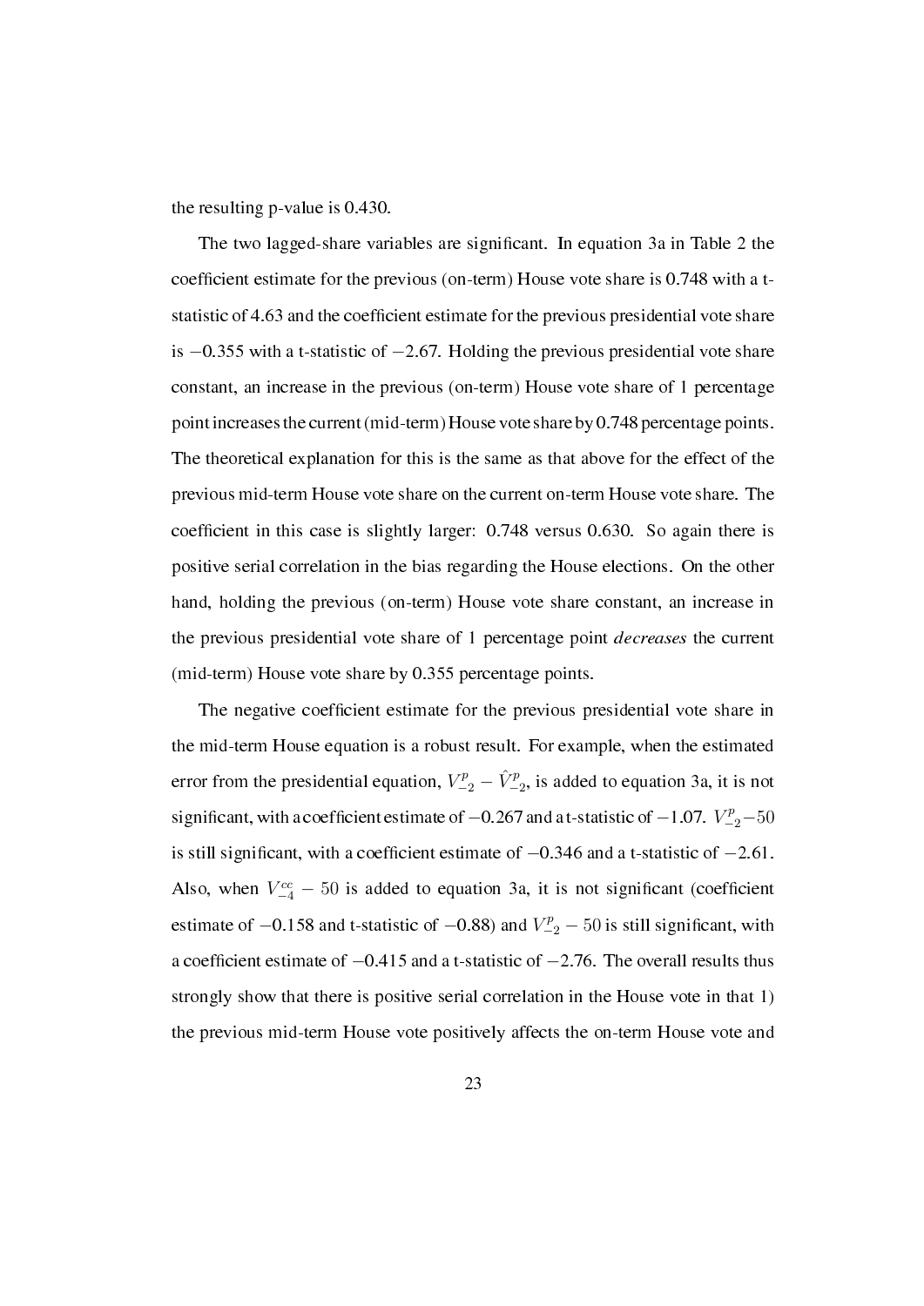the resulting p-value is 0.430.

The two lagged-share variables are significant. In equation 3a in Table 2 the coefficient estimate for the previous (on-term) House vote share is 0.748 with a t-statistic of 4.63 and the coefficient estimate for the previous presidential vote share is $-0.355$ with a t-statistic of $-2.67$. Holding the previous presidential vote share constant, an increase in the previous (on-term) House vote share of 1 percentage point increases the current (mid-term) House vote share by 0.748 percentage points. The theoretical explanation for this is the same as that above for the effect of the previous mid-term House vote share on the current on-term House vote share. The coefficient in this case is slightly larger: 0.748 versus 0.630. So again there is positive serial correlation in the bias regarding the House elections. On the other hand, holding the previous (on-term) House vote share constant, an increase in the previous presidential vote share of 1 percentage point *decreases* the current (mid-term) House vote share by 0.355 percentage points.

The negative coefficient estimate for the previous presidential vote share in the mid-term House equation is a robust result. For example, when the estimated error from the presidential equation, $V^p_{-2} - \hat{V}^p_{-2}$, is added to equation 3a, it is not significant, with a coefficient estimate of $-0.267$ and a t-statistic of $-1.07$. $V^p_{-2} - 50$ is still significant, with a coefficient estimate of $-0.346$ and a t-statistic of $-2.61$. Also, when $V^{cc}_{-4} - 50$ is added to equation 3a, it is not significant (coefficient estimate of $-0.158$ and t-statistic of $-0.88$) and $V^p_{-2} - 50$ is still significant, with a coefficient estimate of $-0.415$ and a t-statistic of $-2.76$. The overall results thus strongly show that there is positive serial correlation in the House vote in that 1) the previous mid-term House vote positively affects the on-term House vote and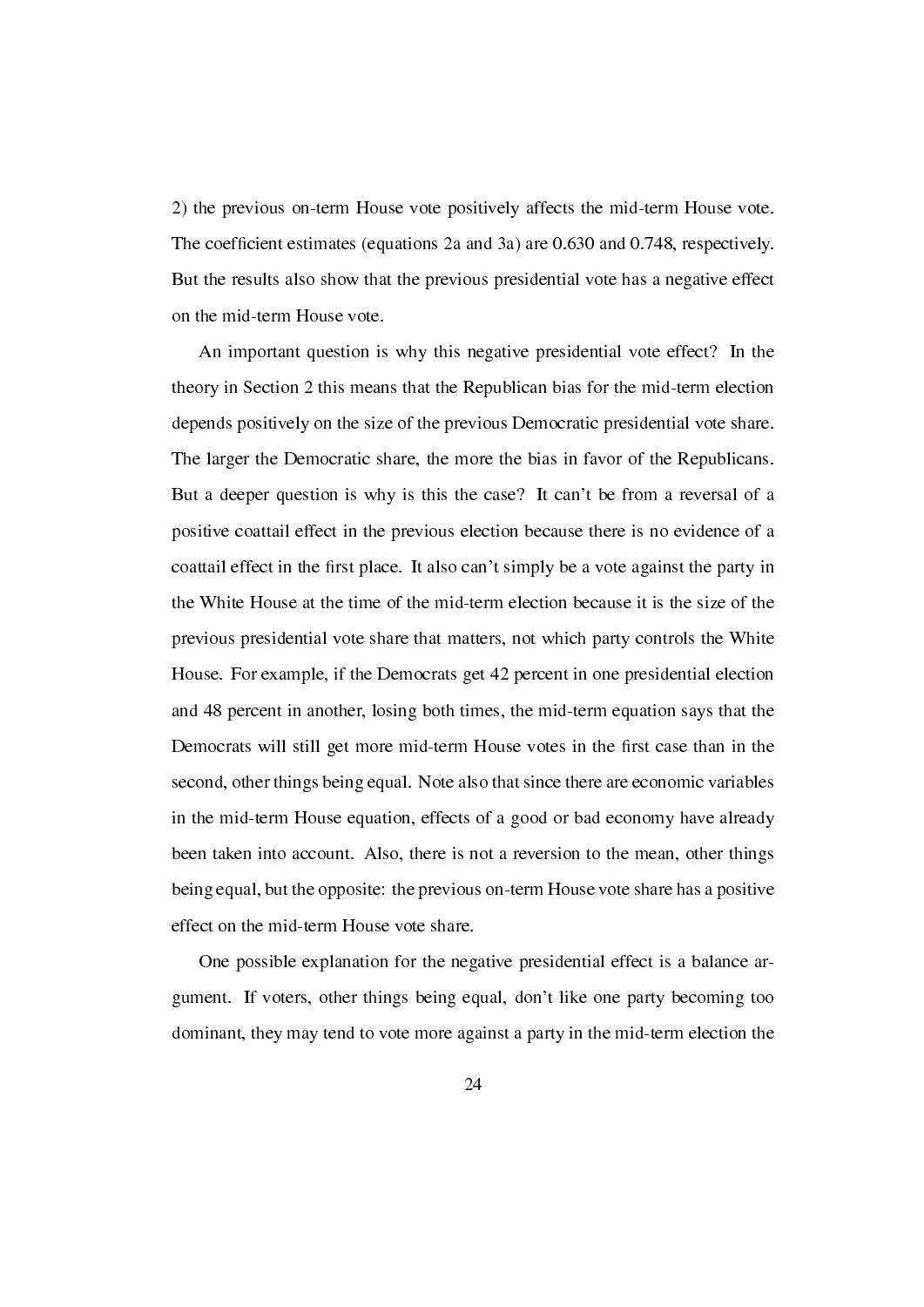2) the previous on-term House vote positively affects the mid-term House vote. The coefficient estimates (equations 2a and 3a) are 0.630 and 0.748, respectively. But the results also show that the previous presidential vote has a negative effect on the mid-term House vote.

An important question is why this negative presidential vote effect? In the theory in Section 2 this means that the Republican bias for the mid-term election depends positively on the size of the previous Democratic presidential vote share. The larger the Democratic share, the more the bias in favor of the Republicans. But a deeper question is why is this the case? It can't be from a reversal of a positive coattail effect in the previous election because there is no evidence of a coattail effect in the first place. It also can't simply be a vote against the party in the White House at the time of the mid-term election because it is the size of the previous presidential vote share that matters, not which party controls the White House. For example, if the Democrats get 42 percent in one presidential election and 48 percent in another, losing both times, the mid-term equation says that the Democrats will still get more mid-term House votes in the first case than in the second, other things being equal. Note also that since there are economic variables in the mid-term House equation, effects of a good or bad economy have already been taken into account. Also, there is not a reversion to the mean, other things being equal, but the opposite: the previous on-term House vote share has a positive effect on the mid-term House vote share.

One possible explanation for the negative presidential effect is a balance argument. If voters, other things being equal, don't like one party becoming too dominant, they may tend to vote more against a party in the mid-term election the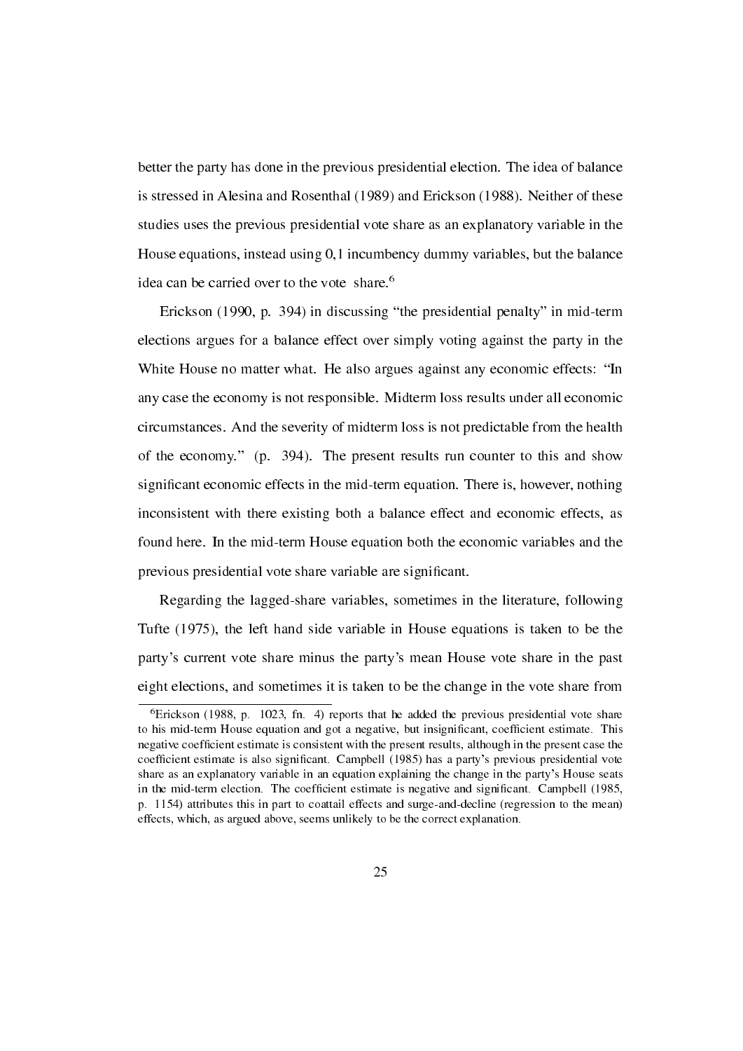better the party has done in the previous presidential election. The idea of balance is stressed in Alesina and Rosenthal (1989) and Erickson (1988). Neither of these studies uses the previous presidential vote share as an explanatory variable in the House equations, instead using 0,1 incumbency dummy variables, but the balance idea can be carried over to the vote share.[6]

Erickson (1990, p. 394) in discussing "the presidential penalty" in mid-term elections argues for a balance effect over simply voting against the party in the White House no matter what. He also argues against any economic effects: "In any case the economy is not responsible. Midterm loss results under all economic circumstances. And the severity of midterm loss is not predictable from the health of the economy." (p. 394). The present results run counter to this and show significant economic effects in the mid-term equation. There is, however, nothing inconsistent with there existing both a balance effect and economic effects, as found here. In the mid-term House equation both the economic variables and the previous presidential vote share variable are significant.

Regarding the lagged-share variables, sometimes in the literature, following Tufte (1975), the left hand side variable in House equations is taken to be the party's current vote share minus the party's mean House vote share in the past eight elections, and sometimes it is taken to be the change in the vote share from

[6]Erickson (1988, p. 1023, fn. 4) reports that he added the previous presidential vote share to his mid-term House equation and got a negative, but insignificant, coefficient estimate. This negative coefficient estimate is consistent with the present results, although in the present case the coefficient estimate is also significant. Campbell (1985) has a party's previous presidential vote share as an explanatory variable in an equation explaining the change in the party's House seats in the mid-term election. The coefficient estimate is negative and significant. Campbell (1985, p. 1154) attributes this in part to coattail effects and surge-and-decline (regression to the mean) effects, which, as argued above, seems unlikely to be the correct explanation.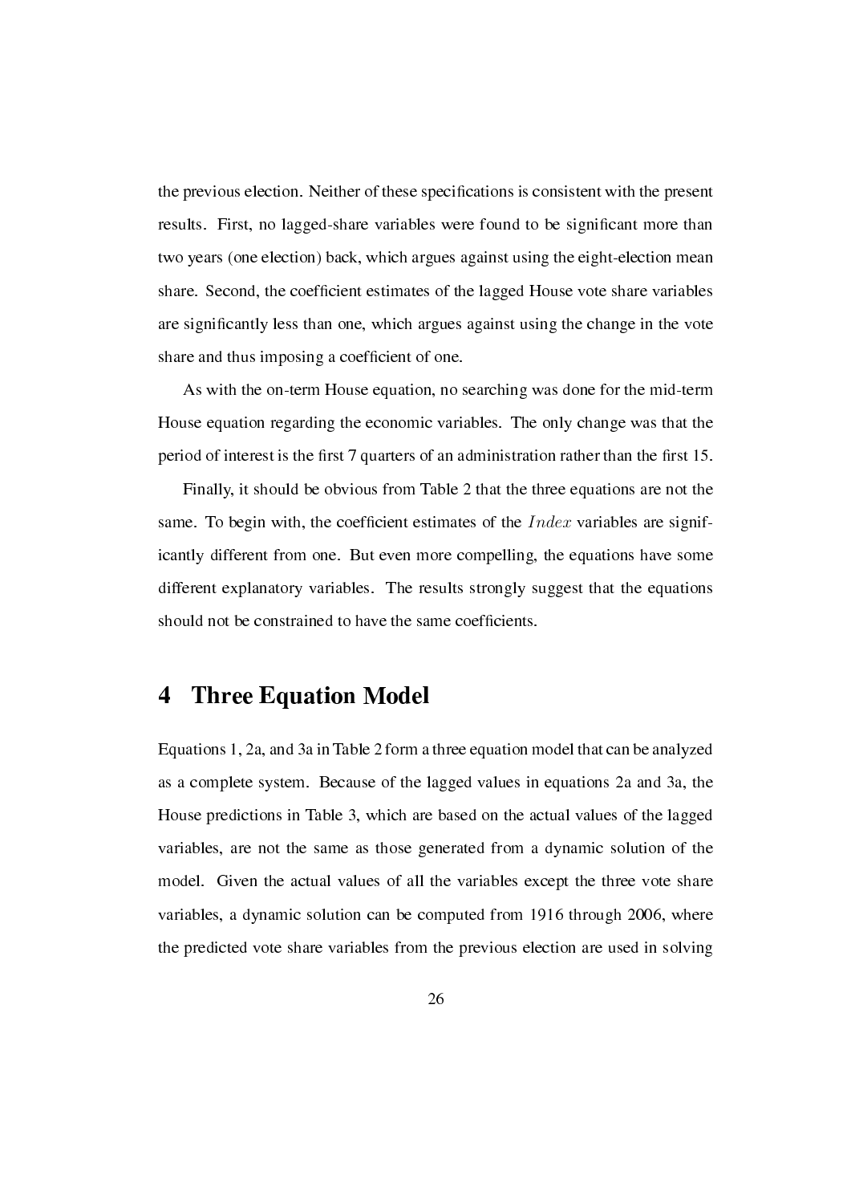the previous election. Neither of these specifications is consistent with the present results. First, no lagged-share variables were found to be significant more than two years (one election) back, which argues against using the eight-election mean share. Second, the coefficient estimates of the lagged House vote share variables are significantly less than one, which argues against using the change in the vote share and thus imposing a coefficient of one.

As with the on-term House equation, no searching was done for the mid-term House equation regarding the economic variables. The only change was that the period of interest is the first 7 quarters of an administration rather than the first 15.

Finally, it should be obvious from Table 2 that the three equations are not the same. To begin with, the coefficient estimates of the $Index$ variables are significantly different from one. But even more compelling, the equations have some different explanatory variables. The results strongly suggest that the equations should not be constrained to have the same coefficients.

# 4 Three Equation Model

Equations 1, 2a, and 3a in Table 2 form a three equation model that can be analyzed as a complete system. Because of the lagged values in equations 2a and 3a, the House predictions in Table 3, which are based on the actual values of the lagged variables, are not the same as those generated from a dynamic solution of the model. Given the actual values of all the variables except the three vote share variables, a dynamic solution can be computed from 1916 through 2006, where the predicted vote share variables from the previous election are used in solving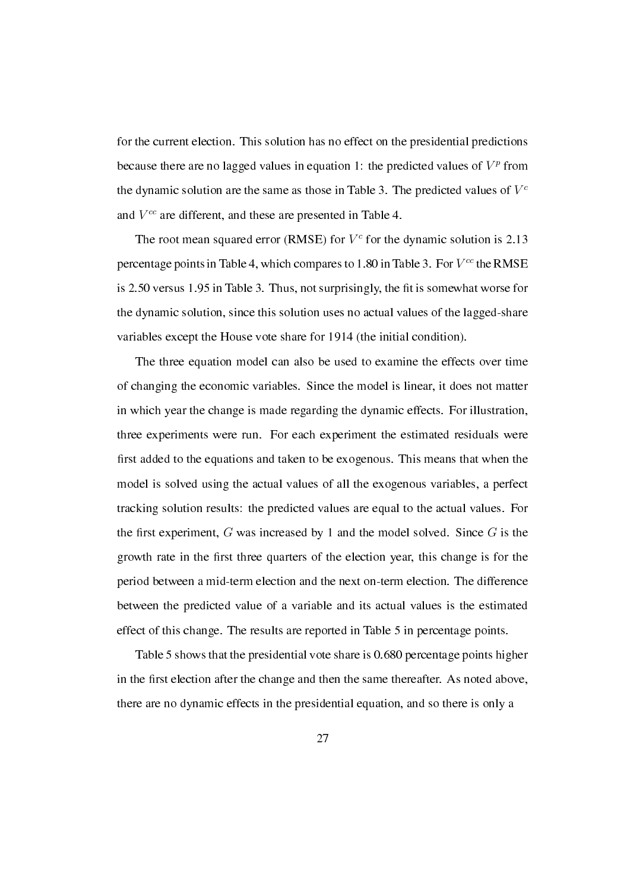for the current election. This solution has no effect on the presidential predictions because there are no lagged values in equation 1: the predicted values of $V^p$ from the dynamic solution are the same as those in Table 3. The predicted values of $V^c$ and $V^{cc}$ are different, and these are presented in Table 4.

The root mean squared error (RMSE) for $V^c$ for the dynamic solution is 2.13 percentage points in Table 4, which compares to 1.80 in Table 3. For $V^{cc}$ the RMSE is 2.50 versus 1.95 in Table 3. Thus, not surprisingly, the fit is somewhat worse for the dynamic solution, since this solution uses no actual values of the lagged-share variables except the House vote share for 1914 (the initial condition).

The three equation model can also be used to examine the effects over time of changing the economic variables. Since the model is linear, it does not matter in which year the change is made regarding the dynamic effects. For illustration, three experiments were run. For each experiment the estimated residuals were first added to the equations and taken to be exogenous. This means that when the model is solved using the actual values of all the exogenous variables, a perfect tracking solution results: the predicted values are equal to the actual values. For the first experiment, $G$ was increased by 1 and the model solved. Since $G$ is the growth rate in the first three quarters of the election year, this change is for the period between a mid-term election and the next on-term election. The difference between the predicted value of a variable and its actual values is the estimated effect of this change. The results are reported in Table 5 in percentage points.

Table 5 shows that the presidential vote share is 0.680 percentage points higher in the first election after the change and then the same thereafter. As noted above, there are no dynamic effects in the presidential equation, and so there is only a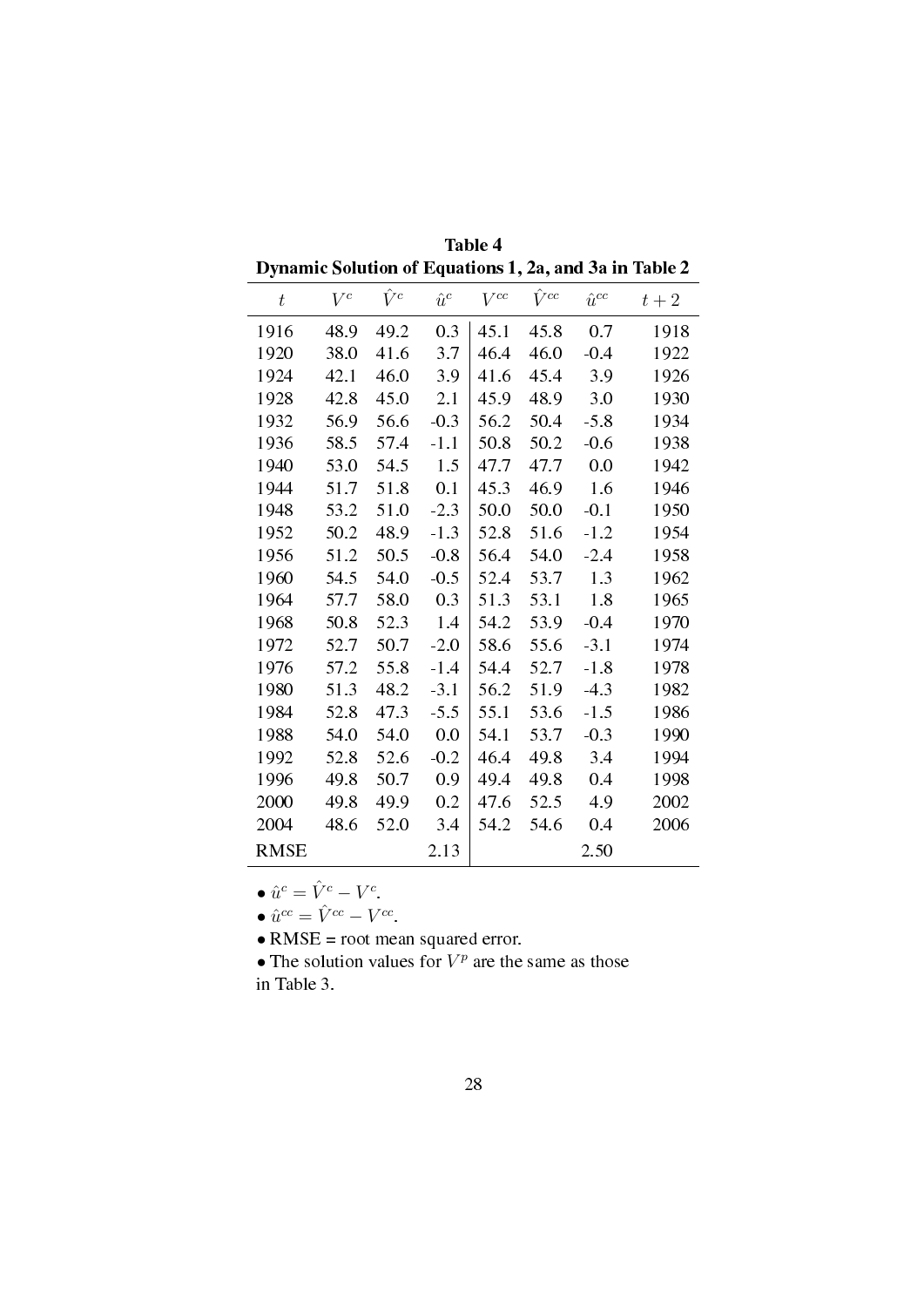**Table 4**
**Dynamic Solution of Equations 1, 2a, and 3a in Table 2**

| $t$ | $V^c$ | $\hat{V}^c$ | $\hat{u}^c$ | $V^{cc}$ | $\hat{V}^{cc}$ | $\hat{u}^{cc}$ | $t+2$ |
|---|---|---|---|---|---|---|---|
| 1916 | 48.9 | 49.2 | 0.3 | 45.1 | 45.8 | 0.7 | 1918 |
| 1920 | 38.0 | 41.6 | 3.7 | 46.4 | 46.0 | -0.4 | 1922 |
| 1924 | 42.1 | 46.0 | 3.9 | 41.6 | 45.4 | 3.9 | 1926 |
| 1928 | 42.8 | 45.0 | 2.1 | 45.9 | 48.9 | 3.0 | 1930 |
| 1932 | 56.9 | 56.6 | -0.3 | 56.2 | 50.4 | -5.8 | 1934 |
| 1936 | 58.5 | 57.4 | -1.1 | 50.8 | 50.2 | -0.6 | 1938 |
| 1940 | 53.0 | 54.5 | 1.5 | 47.7 | 47.7 | 0.0 | 1942 |
| 1944 | 51.7 | 51.8 | 0.1 | 45.3 | 46.9 | 1.6 | 1946 |
| 1948 | 53.2 | 51.0 | -2.3 | 50.0 | 50.0 | -0.1 | 1950 |
| 1952 | 50.2 | 48.9 | -1.3 | 52.8 | 51.6 | -1.2 | 1954 |
| 1956 | 51.2 | 50.5 | -0.8 | 56.4 | 54.0 | -2.4 | 1958 |
| 1960 | 54.5 | 54.0 | -0.5 | 52.4 | 53.7 | 1.3 | 1962 |
| 1964 | 57.7 | 58.0 | 0.3 | 51.3 | 53.1 | 1.8 | 1965 |
| 1968 | 50.8 | 52.3 | 1.4 | 54.2 | 53.9 | -0.4 | 1970 |
| 1972 | 52.7 | 50.7 | -2.0 | 58.6 | 55.6 | -3.1 | 1974 |
| 1976 | 57.2 | 55.8 | -1.4 | 54.4 | 52.7 | -1.8 | 1978 |
| 1980 | 51.3 | 48.2 | -3.1 | 56.2 | 51.9 | -4.3 | 1982 |
| 1984 | 52.8 | 47.3 | -5.5 | 55.1 | 53.6 | -1.5 | 1986 |
| 1988 | 54.0 | 54.0 | 0.0 | 54.1 | 53.7 | -0.3 | 1990 |
| 1992 | 52.8 | 52.6 | -0.2 | 46.4 | 49.8 | 3.4 | 1994 |
| 1996 | 49.8 | 50.7 | 0.9 | 49.4 | 49.8 | 0.4 | 1998 |
| 2000 | 49.8 | 49.9 | 0.2 | 47.6 | 52.5 | 4.9 | 2002 |
| 2004 | 48.6 | 52.0 | 3.4 | 54.2 | 54.6 | 0.4 | 2006 |
| RMSE | | | 2.13 | | | 2.50 | |

- $\hat{u}^c = \hat{V}^c - V^c$.
- $\hat{u}^{cc} = \hat{V}^{cc} - V^{cc}$.
- RMSE = root mean squared error.
- The solution values for $V^p$ are the same as those in Table 3.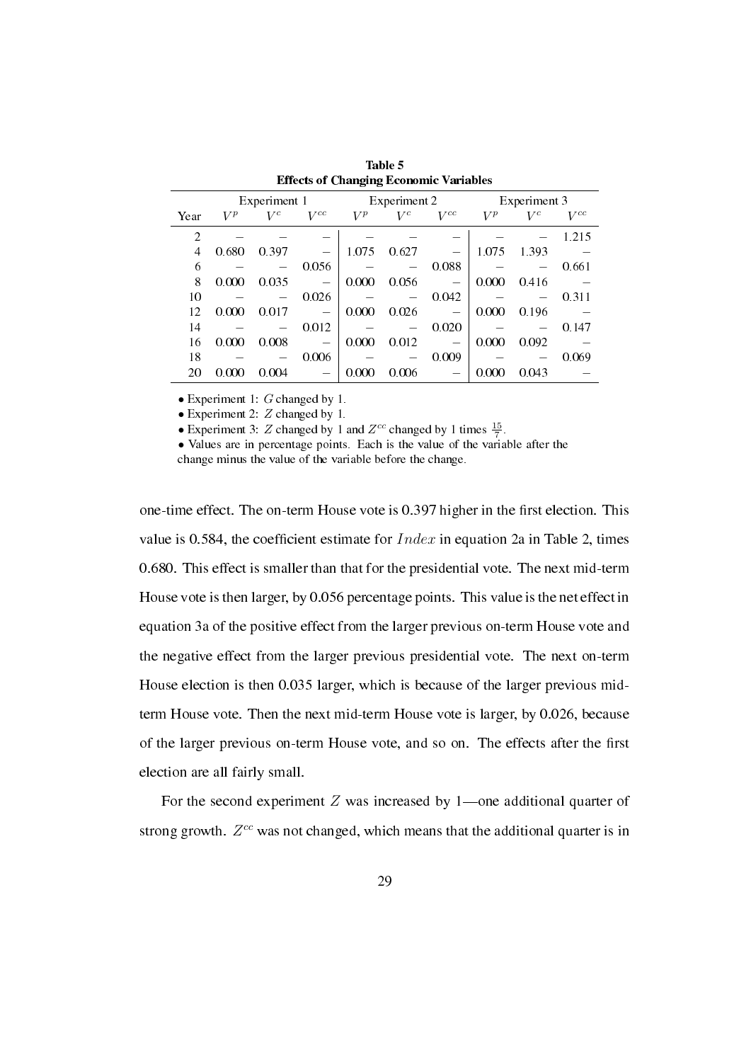**Table 5**
**Effects of Changing Economic Variables**

| | Experiment 1 | | | Experiment 2 | | | Experiment 3 | | |
|---|---|---|---|---|---|---|---|---|---|
| Year | $V^p$ | $V^c$ | $V^{cc}$ | $V^p$ | $V^c$ | $V^{cc}$ | $V^p$ | $V^c$ | $V^{cc}$ |
| 2 | – | – | – | – | – | – | – | – | 1.215 |
| 4 | 0.680 | 0.397 | – | 1.075 | 0.627 | – | 1.075 | 1.393 | – |
| 6 | – | – | 0.056 | – | – | 0.088 | – | – | 0.661 |
| 8 | 0.000 | 0.035 | – | 0.000 | 0.056 | – | 0.000 | 0.416 | – |
| 10 | – | – | 0.026 | – | – | 0.042 | – | – | 0.311 |
| 12 | 0.000 | 0.017 | – | 0.000 | 0.026 | – | 0.000 | 0.196 | – |
| 14 | – | – | 0.012 | – | – | 0.020 | – | – | 0.147 |
| 16 | 0.000 | 0.008 | – | 0.000 | 0.012 | – | 0.000 | 0.092 | – |
| 18 | – | – | 0.006 | – | – | 0.009 | – | – | 0.069 |
| 20 | 0.000 | 0.004 | – | 0.000 | 0.006 | – | 0.000 | 0.043 | – |

- Experiment 1: $G$ changed by 1.
- Experiment 2: $Z$ changed by 1.
- Experiment 3: $Z$ changed by 1 and $Z^{cc}$ changed by 1 times $\frac{15}{7}$.
- Values are in percentage points. Each is the value of the variable after the change minus the value of the variable before the change.

one-time effect. The on-term House vote is 0.397 higher in the first election. This value is 0.584, the coefficient estimate for $Index$ in equation 2a in Table 2, times 0.680. This effect is smaller than that for the presidential vote. The next mid-term House vote is then larger, by 0.056 percentage points. This value is the net effect in equation 3a of the positive effect from the larger previous on-term House vote and the negative effect from the larger previous presidential vote. The next on-term House election is then 0.035 larger, which is because of the larger previous mid-term House vote. Then the next mid-term House vote is larger, by 0.026, because of the larger previous on-term House vote, and so on. The effects after the first election are all fairly small.

For the second experiment $Z$ was increased by 1—one additional quarter of strong growth. $Z^{cc}$ was not changed, which means that the additional quarter is in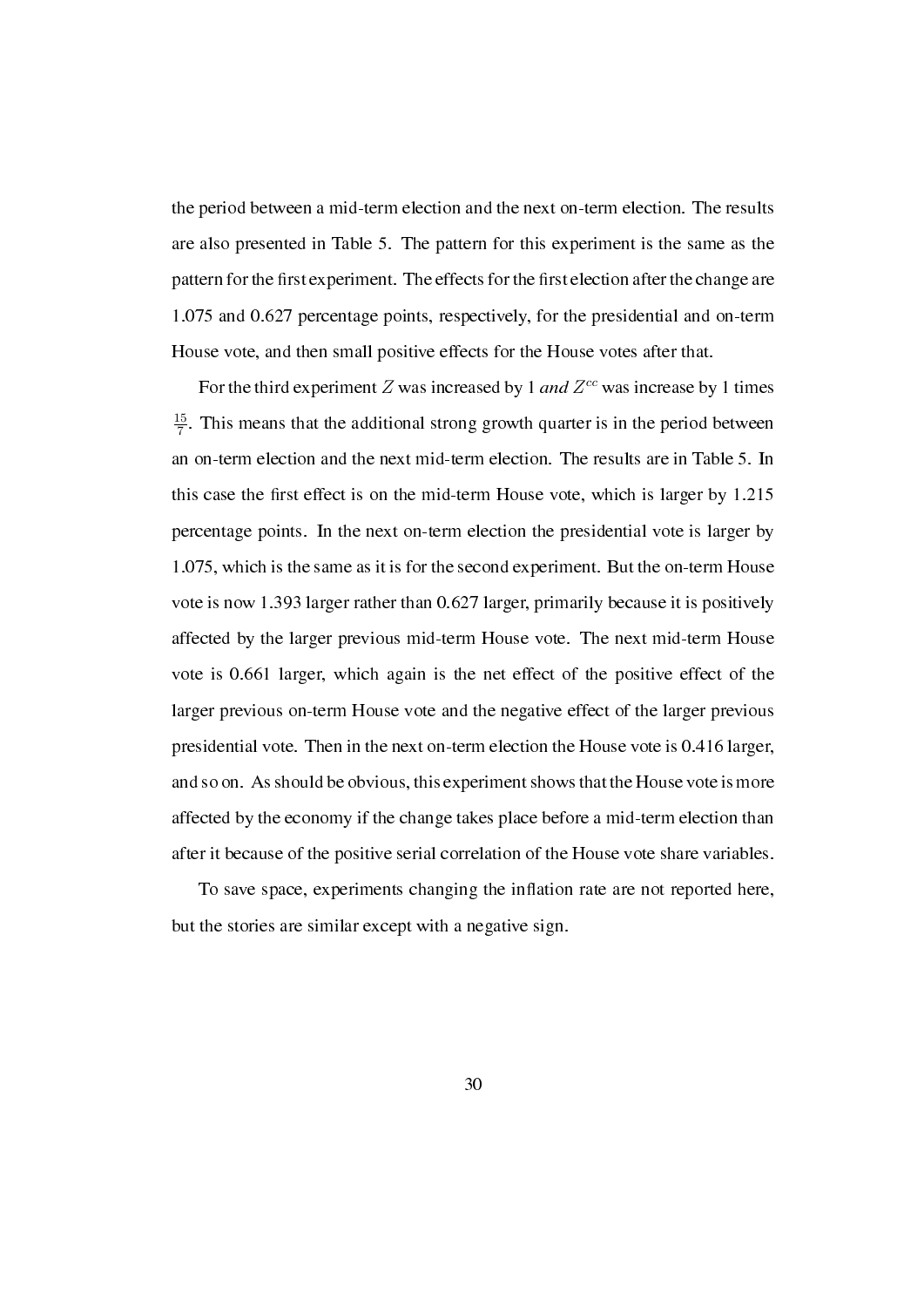the period between a mid-term election and the next on-term election. The results are also presented in Table 5. The pattern for this experiment is the same as the pattern for the first experiment. The effects for the first election after the change are 1.075 and 0.627 percentage points, respectively, for the presidential and on-term House vote, and then small positive effects for the House votes after that.

For the third experiment $Z$ was increased by 1 *and* $Z^{cc}$ was increase by 1 times $\frac{15}{7}$. This means that the additional strong growth quarter is in the period between an on-term election and the next mid-term election. The results are in Table 5. In this case the first effect is on the mid-term House vote, which is larger by 1.215 percentage points. In the next on-term election the presidential vote is larger by 1.075, which is the same as it is for the second experiment. But the on-term House vote is now 1.393 larger rather than 0.627 larger, primarily because it is positively affected by the larger previous mid-term House vote. The next mid-term House vote is 0.661 larger, which again is the net effect of the positive effect of the larger previous on-term House vote and the negative effect of the larger previous presidential vote. Then in the next on-term election the House vote is 0.416 larger, and so on. As should be obvious, this experiment shows that the House vote is more affected by the economy if the change takes place before a mid-term election than after it because of the positive serial correlation of the House vote share variables.

To save space, experiments changing the inflation rate are not reported here, but the stories are similar except with a negative sign.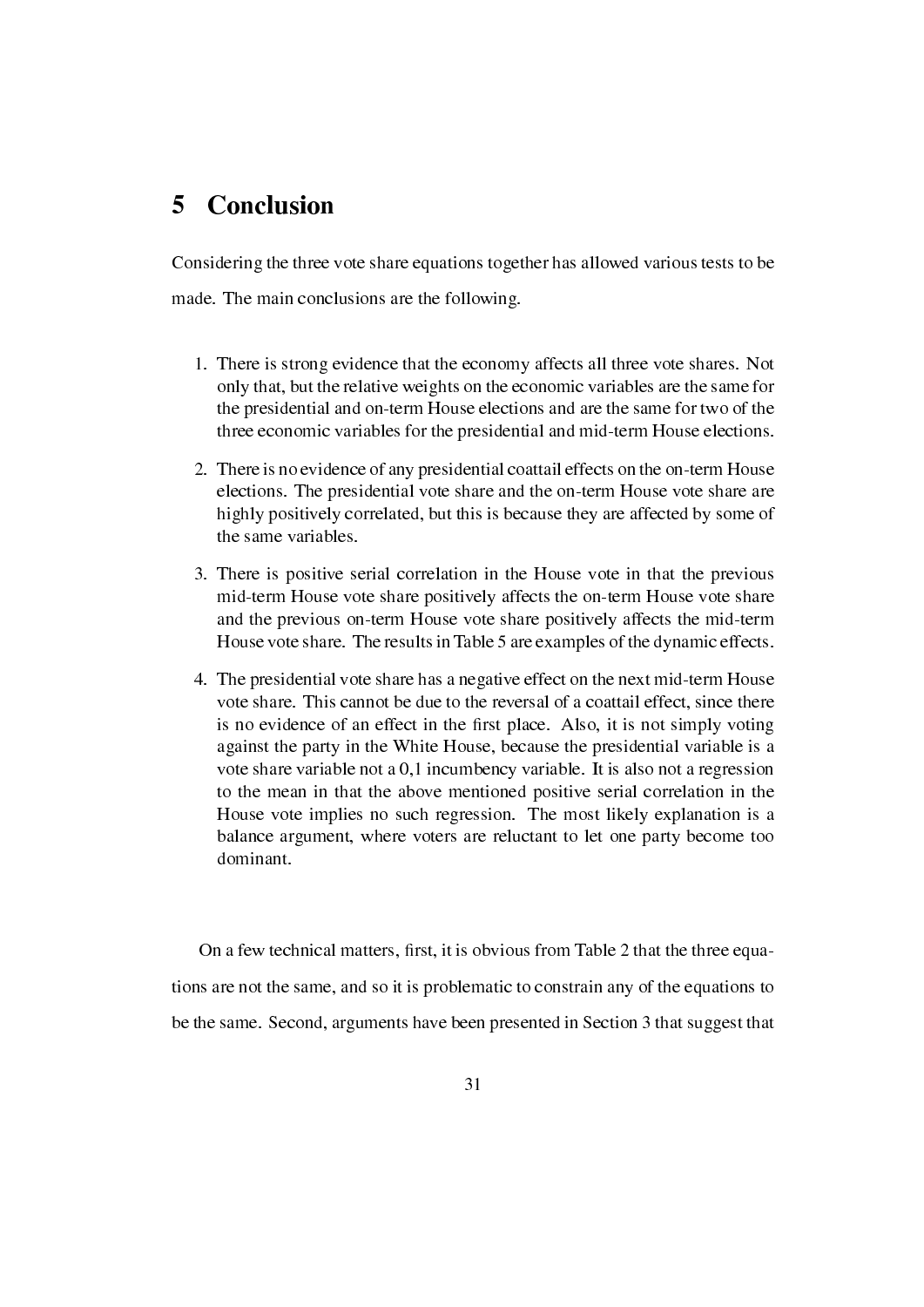# 5 Conclusion

Considering the three vote share equations together has allowed various tests to be made. The main conclusions are the following.

1. There is strong evidence that the economy affects all three vote shares. Not only that, but the relative weights on the economic variables are the same for the presidential and on-term House elections and are the same for two of the three economic variables for the presidential and mid-term House elections.

2. There is no evidence of any presidential coattail effects on the on-term House elections. The presidential vote share and the on-term House vote share are highly positively correlated, but this is because they are affected by some of the same variables.

3. There is positive serial correlation in the House vote in that the previous mid-term House vote share positively affects the on-term House vote share and the previous on-term House vote share positively affects the mid-term House vote share. The results in Table 5 are examples of the dynamic effects.

4. The presidential vote share has a negative effect on the next mid-term House vote share. This cannot be due to the reversal of a coattail effect, since there is no evidence of an effect in the first place. Also, it is not simply voting against the party in the White House, because the presidential variable is a vote share variable not a 0,1 incumbency variable. It is also not a regression to the mean in that the above mentioned positive serial correlation in the House vote implies no such regression. The most likely explanation is a balance argument, where voters are reluctant to let one party become too dominant.

On a few technical matters, first, it is obvious from Table 2 that the three equations are not the same, and so it is problematic to constrain any of the equations to be the same. Second, arguments have been presented in Section 3 that suggest that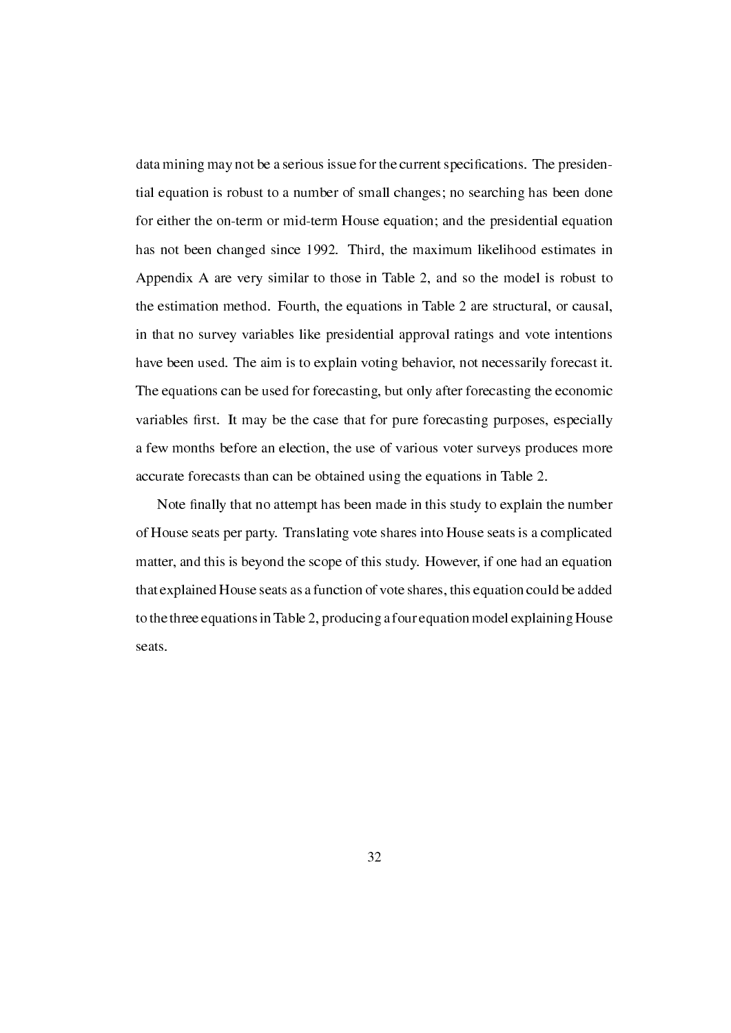data mining may not be a serious issue for the current specifications. The presidential equation is robust to a number of small changes; no searching has been done for either the on-term or mid-term House equation; and the presidential equation has not been changed since 1992. Third, the maximum likelihood estimates in Appendix A are very similar to those in Table 2, and so the model is robust to the estimation method. Fourth, the equations in Table 2 are structural, or causal, in that no survey variables like presidential approval ratings and vote intentions have been used. The aim is to explain voting behavior, not necessarily forecast it. The equations can be used for forecasting, but only after forecasting the economic variables first. It may be the case that for pure forecasting purposes, especially a few months before an election, the use of various voter surveys produces more accurate forecasts than can be obtained using the equations in Table 2.

Note finally that no attempt has been made in this study to explain the number of House seats per party. Translating vote shares into House seats is a complicated matter, and this is beyond the scope of this study. However, if one had an equation that explained House seats as a function of vote shares, this equation could be added to the three equations in Table 2, producing a four equation model explaining House seats.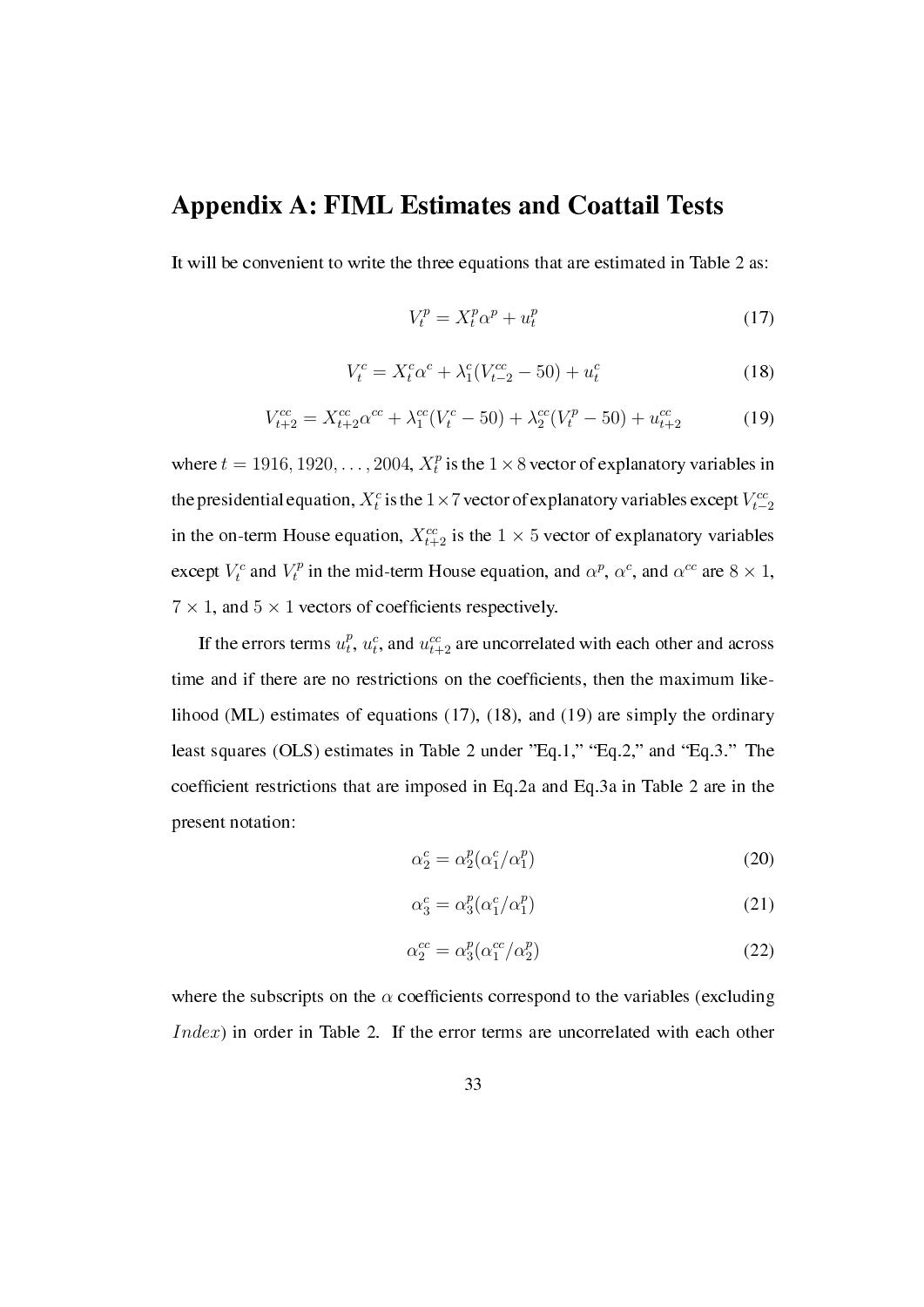## Appendix A: FIML Estimates and Coattail Tests

It will be convenient to write the three equations that are estimated in Table 2 as:

$$V_t^p = X_t^p \alpha^p + u_t^p \tag{17}$$

$$V_t^c = X_t^c \alpha^c + \lambda_1^c (V_{t-2}^{cc} - 50) + u_t^c \tag{18}$$

$$V_{t+2}^{cc} = X_{t+2}^{cc} \alpha^{cc} + \lambda_1^{cc} (V_t^c - 50) + \lambda_2^{cc} (V_t^p - 50) + u_{t+2}^{cc} \tag{19}$$

where $t = 1916, 1920, \ldots, 2004$, $X_t^p$ is the $1 \times 8$ vector of explanatory variables in the presidential equation, $X_t^c$ is the $1 \times 7$ vector of explanatory variables except $V_{t-2}^{cc}$ in the on-term House equation, $X_{t+2}^{cc}$ is the $1 \times 5$ vector of explanatory variables except $V_t^c$ and $V_t^p$ in the mid-term House equation, and $\alpha^p$, $\alpha^c$, and $\alpha^{cc}$ are $8 \times 1$, $7 \times 1$, and $5 \times 1$ vectors of coefficients respectively.

If the errors terms $u_t^p$, $u_t^c$, and $u_{t+2}^{cc}$ are uncorrelated with each other and across time and if there are no restrictions on the coefficients, then the maximum likelihood (ML) estimates of equations (17), (18), and (19) are simply the ordinary least squares (OLS) estimates in Table 2 under "Eq.1," "Eq.2," and "Eq.3." The coefficient restrictions that are imposed in Eq.2a and Eq.3a in Table 2 are in the present notation:

$$\alpha_2^c = \alpha_2^p (\alpha_1^c / \alpha_1^p) \tag{20}$$

$$\alpha_3^c = \alpha_3^p (\alpha_1^c / \alpha_1^p) \tag{21}$$

$$\alpha_2^{cc} = \alpha_3^p (\alpha_1^{cc} / \alpha_2^p) \tag{22}$$

where the subscripts on the $\alpha$ coefficients correspond to the variables (excluding $Index$) in order in Table 2. If the error terms are uncorrelated with each other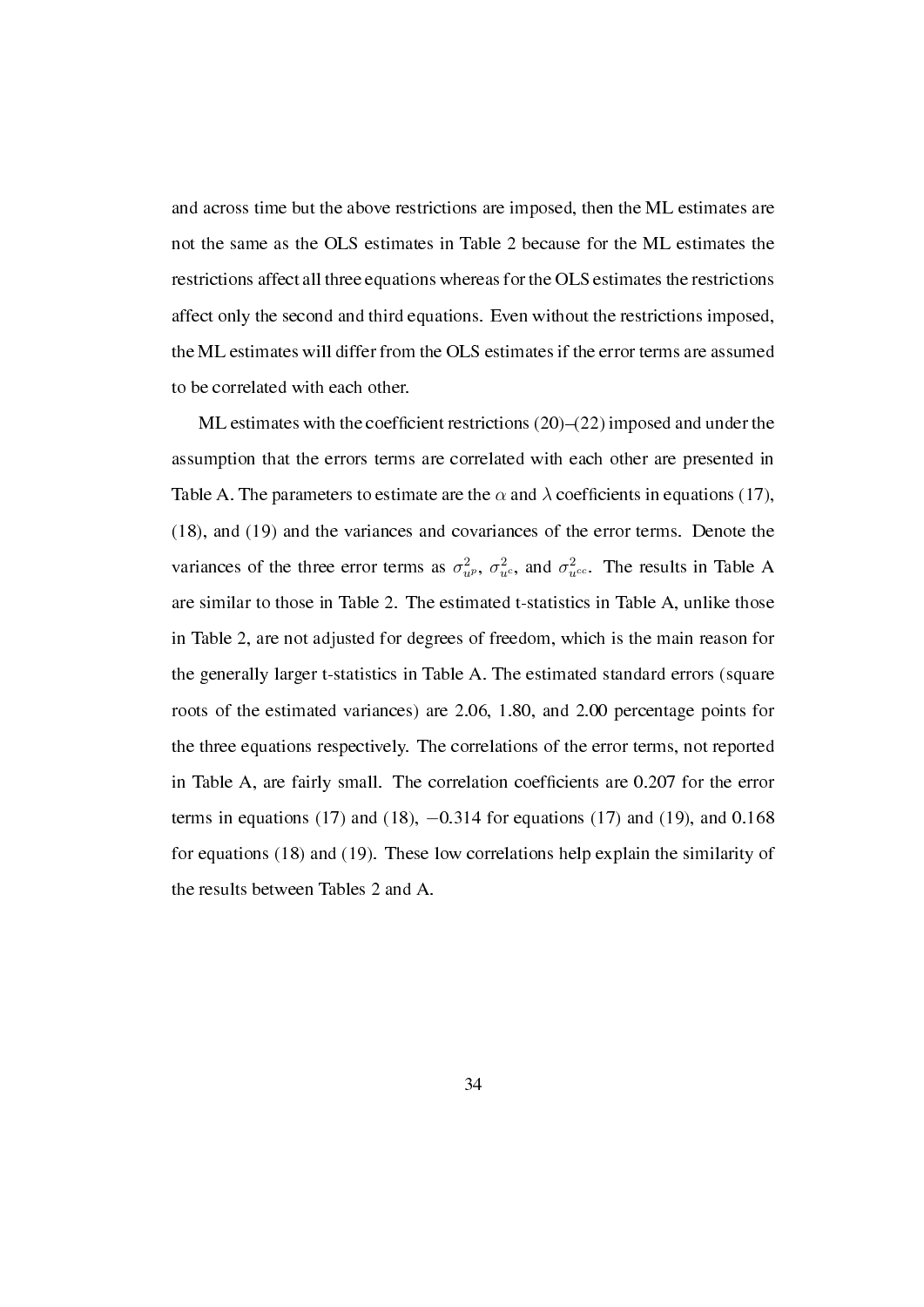and across time but the above restrictions are imposed, then the ML estimates are not the same as the OLS estimates in Table 2 because for the ML estimates the restrictions affect all three equations whereas for the OLS estimates the restrictions affect only the second and third equations. Even without the restrictions imposed, the ML estimates will differ from the OLS estimates if the error terms are assumed to be correlated with each other.

ML estimates with the coefficient restrictions (20)–(22) imposed and under the assumption that the errors terms are correlated with each other are presented in Table A. The parameters to estimate are the $\alpha$ and $\lambda$ coefficients in equations (17), (18), and (19) and the variances and covariances of the error terms. Denote the variances of the three error terms as $\sigma^2_{u^p}$, $\sigma^2_{u^c}$, and $\sigma^2_{u^{cc}}$. The results in Table A are similar to those in Table 2. The estimated t-statistics in Table A, unlike those in Table 2, are not adjusted for degrees of freedom, which is the main reason for the generally larger t-statistics in Table A. The estimated standard errors (square roots of the estimated variances) are 2.06, 1.80, and 2.00 percentage points for the three equations respectively. The correlations of the error terms, not reported in Table A, are fairly small. The correlation coefficients are 0.207 for the error terms in equations (17) and (18), $-0.314$ for equations (17) and (19), and 0.168 for equations (18) and (19). These low correlations help explain the similarity of the results between Tables 2 and A.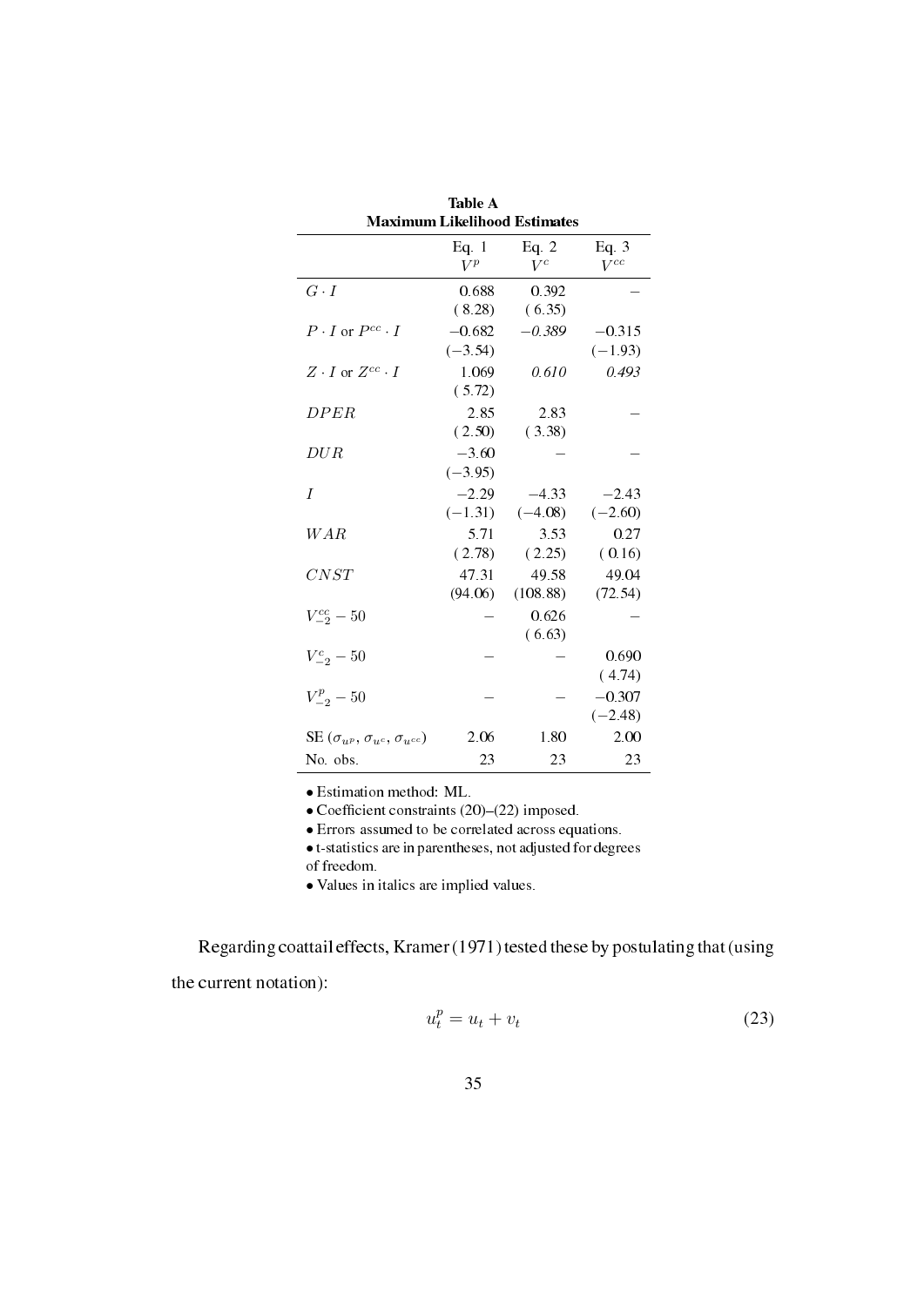**Table A**
**Maximum Likelihood Estimates**

| | Eq. 1 $V^p$ | Eq. 2 $V^c$ | Eq. 3 $V^{cc}$ |
|---|---|---|---|
| $G \cdot I$ | 0.688 | 0.392 | – |
| | (8.28) | (6.35) | |
| $P \cdot I$ or $P^{cc} \cdot I$ | −0.682 | *−0.389* | −0.315 |
| | (−3.54) | | (−1.93) |
| $Z \cdot I$ or $Z^{cc} \cdot I$ | 1.069 | *0.610* | *0.493* |
| | (5.72) | | |
| $DPER$ | 2.85 | 2.83 | – |
| | (2.50) | (3.38) | |
| $DUR$ | −3.60 | – | – |
| | (−3.95) | | |
| $I$ | −2.29 | −4.33 | −2.43 |
| | (−1.31) | (−4.08) | (−2.60) |
| $WAR$ | 5.71 | 3.53 | 0.27 |
| | (2.78) | (2.25) | (0.16) |
| $CNST$ | 47.31 | 49.58 | 49.04 |
| | (94.06) | (108.88) | (72.54) |
| $V^{cc}_{-2} - 50$ | – | 0.626 | – |
| | | (6.63) | |
| $V^{c}_{-2} - 50$ | – | – | 0.690 |
| | | | (4.74) |
| $V^{p}_{-2} - 50$ | – | – | −0.307 |
| | | | (−2.48) |
| SE ($\sigma_{u^p}$, $\sigma_{u^c}$, $\sigma_{u^{cc}}$) | 2.06 | 1.80 | 2.00 |
| No. obs. | 23 | 23 | 23 |

- Estimation method: ML.
- Coefficient constraints (20)–(22) imposed.
- Errors assumed to be correlated across equations.
- t-statistics are in parentheses, not adjusted for degrees of freedom.
- Values in italics are implied values.

Regarding coattail effects, Kramer (1971) tested these by postulating that (using the current notation):

$$u^p_t = u_t + v_t \tag{23}$$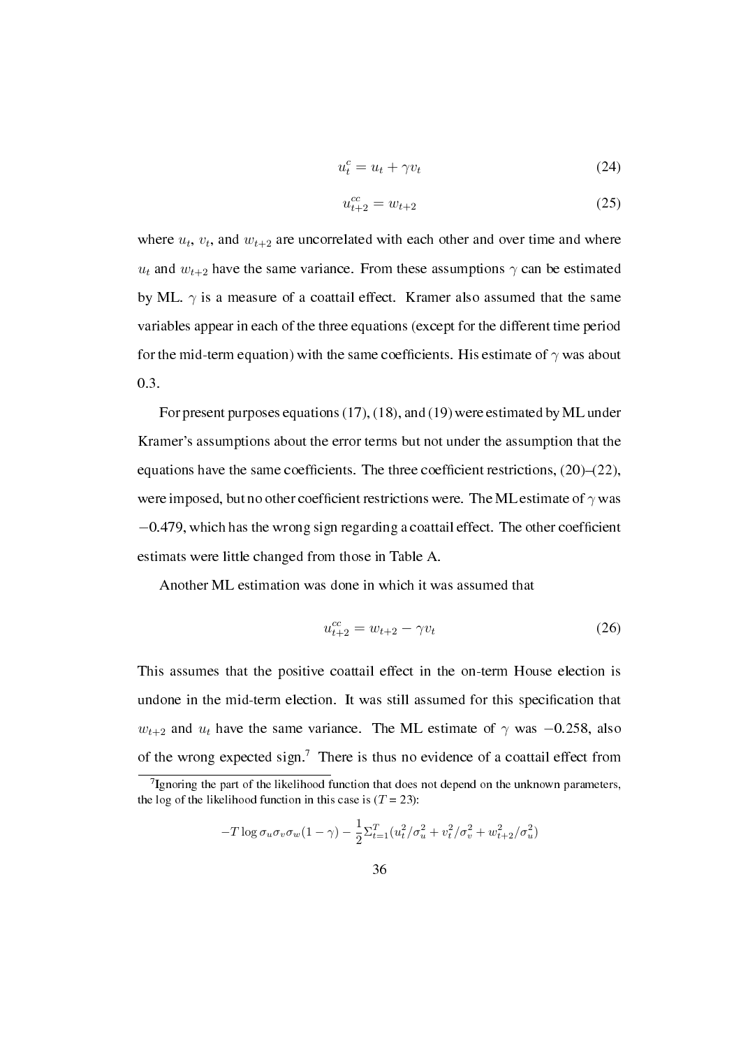$$u_t^c = u_t + \gamma v_t \tag{24}$$

$$u_{t+2}^{cc} = w_{t+2} \tag{25}$$

where $u_t$, $v_t$, and $w_{t+2}$ are uncorrelated with each other and over time and where $u_t$ and $w_{t+2}$ have the same variance. From these assumptions $\gamma$ can be estimated by ML. $\gamma$ is a measure of a coattail effect. Kramer also assumed that the same variables appear in each of the three equations (except for the different time period for the mid-term equation) with the same coefficients. His estimate of $\gamma$ was about 0.3.

For present purposes equations (17), (18), and (19) were estimated by ML under Kramer's assumptions about the error terms but not under the assumption that the equations have the same coefficients. The three coefficient restrictions, (20)–(22), were imposed, but no other coefficient restrictions were. The ML estimate of $\gamma$ was $-0.479$, which has the wrong sign regarding a coattail effect. The other coefficient estimats were little changed from those in Table A.

Another ML estimation was done in which it was assumed that

$$u_{t+2}^{cc} = w_{t+2} - \gamma v_t \tag{26}$$

This assumes that the positive coattail effect in the on-term House election is undone in the mid-term election. It was still assumed for this specification that $w_{t+2}$ and $u_t$ have the same variance. The ML estimate of $\gamma$ was $-0.258$, also of the wrong expected sign.[7] There is thus no evidence of a coattail effect from

---

[7]Ignoring the part of the likelihood function that does not depend on the unknown parameters, the log of the likelihood function in this case is ($T = 23$):

$$-T \log \sigma_u \sigma_v \sigma_w (1 - \gamma) - \frac{1}{2} \Sigma_{t=1}^{T} (u_t^2/\sigma_u^2 + v_t^2/\sigma_v^2 + w_{t+2}^2/\sigma_u^2)$$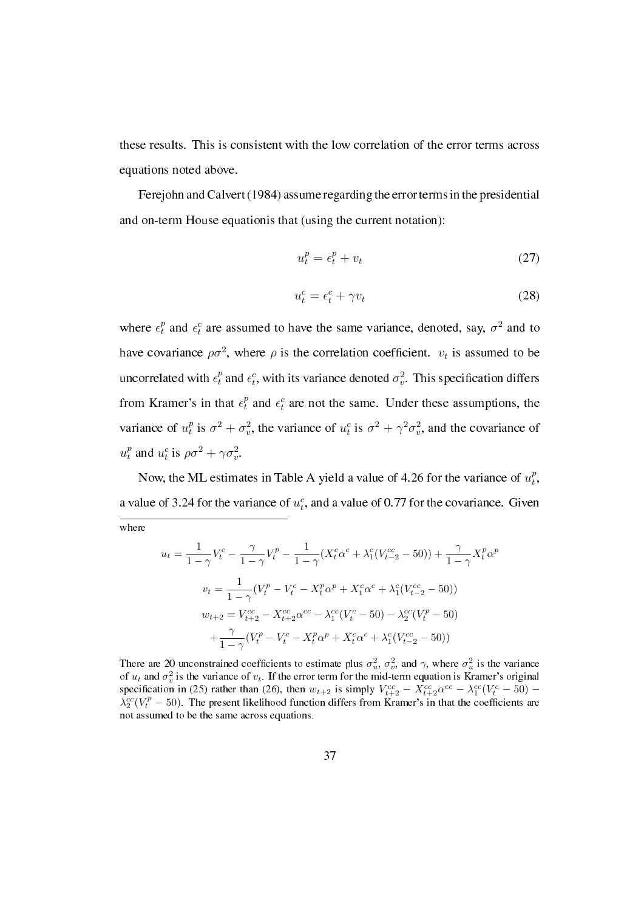these results. This is consistent with the low correlation of the error terms across equations noted above.

Ferejohn and Calvert (1984) assume regarding the error terms in the presidential and on-term House equationis that (using the current notation):

$$u_t^p = \epsilon_t^p + v_t \tag{27}$$

$$u_t^c = \epsilon_t^c + \gamma v_t \tag{28}$$

where $\epsilon_t^p$ and $\epsilon_t^c$ are assumed to have the same variance, denoted, say, $\sigma^2$ and to have covariance $\rho\sigma^2$, where $\rho$ is the correlation coefficient. $v_t$ is assumed to be uncorrelated with $\epsilon_t^p$ and $\epsilon_t^c$, with its variance denoted $\sigma_v^2$. This specification differs from Kramer's in that $\epsilon_t^p$ and $\epsilon_t^c$ are not the same. Under these assumptions, the variance of $u_t^p$ is $\sigma^2 + \sigma_v^2$, the variance of $u_t^c$ is $\sigma^2 + \gamma^2\sigma_v^2$, and the covariance of $u_t^p$ and $u_t^c$ is $\rho\sigma^2 + \gamma\sigma_v^2$.

Now, the ML estimates in Table A yield a value of 4.26 for the variance of $u_t^p$, a value of 3.24 for the variance of $u_t^c$, and a value of 0.77 for the covariance. Given

---

where

$$u_t = \frac{1}{1-\gamma}V_t^c - \frac{\gamma}{1-\gamma}V_t^p - \frac{1}{1-\gamma}(X_t^c\alpha^c + \lambda_1^c(V_{t-2}^{cc} - 50)) + \frac{\gamma}{1-\gamma}X_t^p\alpha^p$$

$$v_t = \frac{1}{1-\gamma}(V_t^p - V_t^c - X_t^p\alpha^p + X_t^c\alpha^c + \lambda_1^c(V_{t-2}^{cc} - 50))$$

$$w_{t+2} = V_{t+2}^{cc} - X_{t+2}^{cc}\alpha^{cc} - \lambda_1^{cc}(V_t^c - 50) - \lambda_2^{cc}(V_t^p - 50)$$
$$+\frac{\gamma}{1-\gamma}(V_t^p - V_t^c - X_t^p\alpha^p + X_t^c\alpha^c + \lambda_1^c(V_{t-2}^{cc} - 50))$$

There are 20 unconstrained coefficients to estimate plus $\sigma_u^2$, $\sigma_v^2$, and $\gamma$, where $\sigma_u^2$ is the variance of $u_t$ and $\sigma_v^2$ is the variance of $v_t$. If the error term for the mid-term equation is Kramer's original specification in (25) rather than (26), then $w_{t+2}$ is simply $V_{t+2}^{cc} - X_{t+2}^{cc}\alpha^{cc} - \lambda_1^{cc}(V_t^c - 50) - \lambda_2^{cc}(V_t^p - 50)$. The present likelihood function differs from Kramer's in that the coefficients are not assumed to be the same across equations.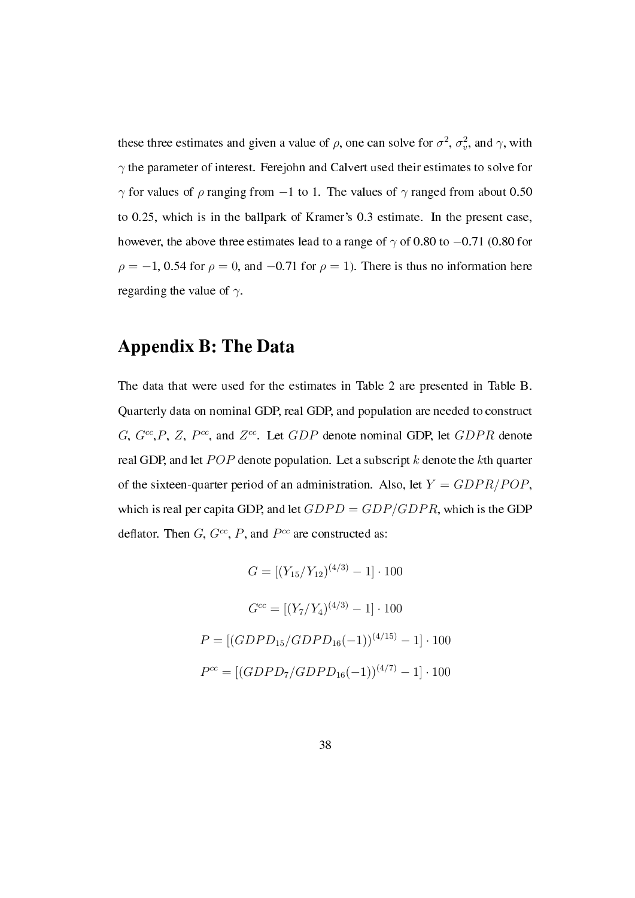these three estimates and given a value of $\rho$, one can solve for $\sigma^2$, $\sigma_v^2$, and $\gamma$, with $\gamma$ the parameter of interest. Ferejohn and Calvert used their estimates to solve for $\gamma$ for values of $\rho$ ranging from $-1$ to 1. The values of $\gamma$ ranged from about 0.50 to 0.25, which is in the ballpark of Kramer's 0.3 estimate. In the present case, however, the above three estimates lead to a range of $\gamma$ of 0.80 to $-0.71$ (0.80 for $\rho = -1$, 0.54 for $\rho = 0$, and $-0.71$ for $\rho = 1$). There is thus no information here regarding the value of $\gamma$.

# Appendix B: The Data

The data that were used for the estimates in Table 2 are presented in Table B. Quarterly data on nominal GDP, real GDP, and population are needed to construct $G$, $G^{cc}$, $P$, $Z$, $P^{cc}$, and $Z^{cc}$. Let $GDP$ denote nominal GDP, let $GDPR$ denote real GDP, and let $POP$ denote population. Let a subscript $k$ denote the $k$th quarter of the sixteen-quarter period of an administration. Also, let $Y = GDPR/POP$, which is real per capita GDP, and let $GDPD = GDP/GDPR$, which is the GDP deflator. Then $G$, $G^{cc}$, $P$, and $P^{cc}$ are constructed as:

$$G = [(Y_{15}/Y_{12})^{(4/3)} - 1] \cdot 100$$

$$G^{cc} = [(Y_7/Y_4)^{(4/3)} - 1] \cdot 100$$

$$P = [(GDPD_{15}/GDPD_{16}(-1))^{(4/15)} - 1] \cdot 100$$

$$P^{cc} = [(GDPD_7/GDPD_{16}(-1))^{(4/7)} - 1] \cdot 100$$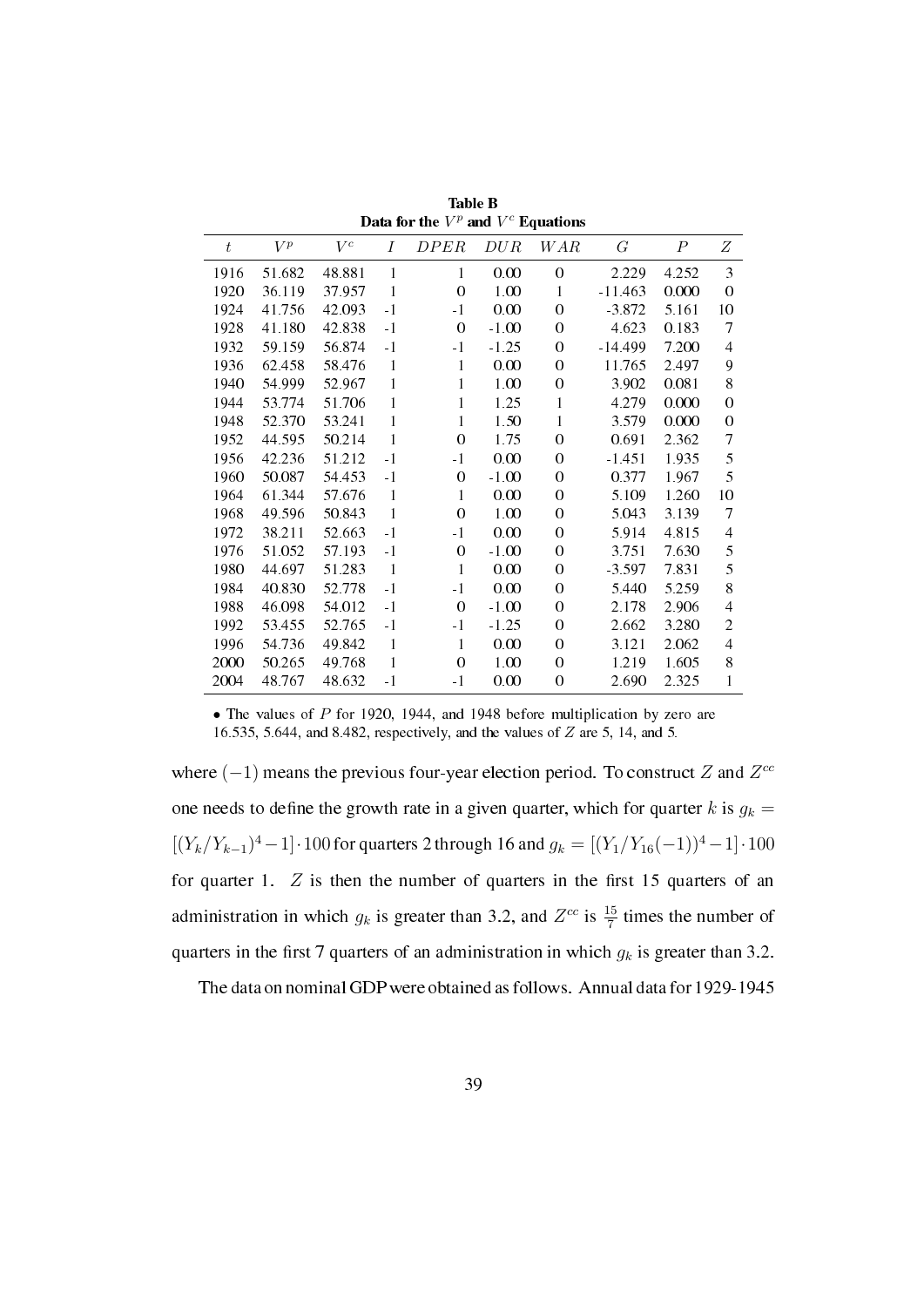**Table B**
**Data for the $V^p$ and $V^c$ Equations**

| $t$ | $V^p$ | $V^c$ | $I$ | $DPER$ | $DUR$ | $WAR$ | $G$ | $P$ | $Z$ |
|---|---|---|---|---|---|---|---|---|---|
| 1916 | 51.682 | 48.881 | 1 | 1 | 0.00 | 0 | 2.229 | 4.252 | 3 |
| 1920 | 36.119 | 37.957 | 1 | 0 | 1.00 | 1 | -11.463 | 0.000 | 0 |
| 1924 | 41.756 | 42.093 | -1 | -1 | 0.00 | 0 | -3.872 | 5.161 | 10 |
| 1928 | 41.180 | 42.838 | -1 | 0 | -1.00 | 0 | 4.623 | 0.183 | 7 |
| 1932 | 59.159 | 56.874 | -1 | -1 | -1.25 | 0 | -14.499 | 7.200 | 4 |
| 1936 | 62.458 | 58.476 | 1 | 1 | 0.00 | 0 | 11.765 | 2.497 | 9 |
| 1940 | 54.999 | 52.967 | 1 | 1 | 1.00 | 0 | 3.902 | 0.081 | 8 |
| 1944 | 53.774 | 51.706 | 1 | 1 | 1.25 | 1 | 4.279 | 0.000 | 0 |
| 1948 | 52.370 | 53.241 | 1 | 1 | 1.50 | 1 | 3.579 | 0.000 | 0 |
| 1952 | 44.595 | 50.214 | 1 | 0 | 1.75 | 0 | 0.691 | 2.362 | 7 |
| 1956 | 42.236 | 51.212 | -1 | -1 | 0.00 | 0 | -1.451 | 1.935 | 5 |
| 1960 | 50.087 | 54.453 | -1 | 0 | -1.00 | 0 | 0.377 | 1.967 | 5 |
| 1964 | 61.344 | 57.676 | 1 | 1 | 0.00 | 0 | 5.109 | 1.260 | 10 |
| 1968 | 49.596 | 50.843 | 1 | 0 | 1.00 | 0 | 5.043 | 3.139 | 7 |
| 1972 | 38.211 | 52.663 | -1 | -1 | 0.00 | 0 | 5.914 | 4.815 | 4 |
| 1976 | 51.052 | 57.193 | -1 | 0 | -1.00 | 0 | 3.751 | 7.630 | 5 |
| 1980 | 44.697 | 51.283 | 1 | 1 | 0.00 | 0 | -3.597 | 7.831 | 5 |
| 1984 | 40.830 | 52.778 | -1 | -1 | 0.00 | 0 | 5.440 | 5.259 | 8 |
| 1988 | 46.098 | 54.012 | -1 | 0 | -1.00 | 0 | 2.178 | 2.906 | 4 |
| 1992 | 53.455 | 52.765 | -1 | -1 | -1.25 | 0 | 2.662 | 3.280 | 2 |
| 1996 | 54.736 | 49.842 | 1 | 1 | 0.00 | 0 | 3.121 | 2.062 | 4 |
| 2000 | 50.265 | 49.768 | 1 | 0 | 1.00 | 0 | 1.219 | 1.605 | 8 |
| 2004 | 48.767 | 48.632 | -1 | -1 | 0.00 | 0 | 2.690 | 2.325 | 1 |

• The values of $P$ for 1920, 1944, and 1948 before multiplication by zero are 16.535, 5.644, and 8.482, respectively, and the values of $Z$ are 5, 14, and 5.

where $(-1)$ means the previous four-year election period. To construct $Z$ and $Z^{cc}$ one needs to define the growth rate in a given quarter, which for quarter $k$ is $g_k = [(Y_k/Y_{k-1})^4 - 1] \cdot 100$ for quarters 2 through 16 and $g_k = [(Y_1/Y_{16}(-1))^4 - 1] \cdot 100$ for quarter 1. $Z$ is then the number of quarters in the first 15 quarters of an administration in which $g_k$ is greater than 3.2, and $Z^{cc}$ is $\frac{15}{7}$ times the number of quarters in the first 7 quarters of an administration in which $g_k$ is greater than 3.2.

The data on nominal GDP were obtained as follows. Annual data for 1929-1945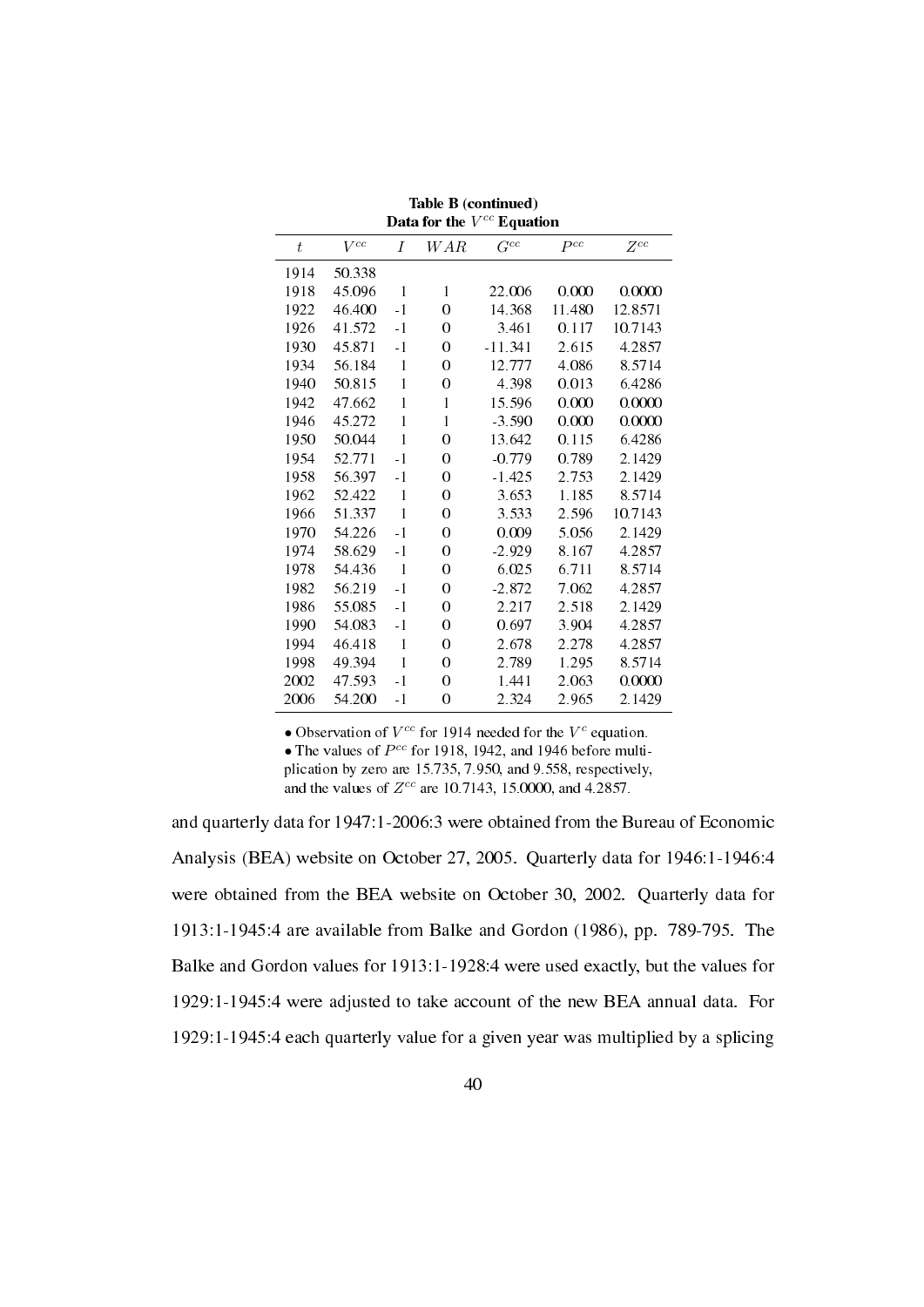**Table B (continued)**
**Data for the $V^{cc}$ Equation**

| $t$ | $V^{cc}$ | $I$ | $WAR$ | $G^{cc}$ | $P^{cc}$ | $Z^{cc}$ |
|---|---|---|---|---|---|---|
| 1914 | 50.338 | | | | | |
| 1918 | 45.096 | 1 | 1 | 22.006 | 0.000 | 0.0000 |
| 1922 | 46.400 | -1 | 0 | 14.368 | 11.480 | 12.8571 |
| 1926 | 41.572 | -1 | 0 | 3.461 | 0.117 | 10.7143 |
| 1930 | 45.871 | -1 | 0 | -11.341 | 2.615 | 4.2857 |
| 1934 | 56.184 | 1 | 0 | 12.777 | 4.086 | 8.5714 |
| 1940 | 50.815 | 1 | 0 | 4.398 | 0.013 | 6.4286 |
| 1942 | 47.662 | 1 | 1 | 15.596 | 0.000 | 0.0000 |
| 1946 | 45.272 | 1 | 1 | -3.590 | 0.000 | 0.0000 |
| 1950 | 50.044 | 1 | 0 | 13.642 | 0.115 | 6.4286 |
| 1954 | 52.771 | -1 | 0 | -0.779 | 0.789 | 2.1429 |
| 1958 | 56.397 | -1 | 0 | -1.425 | 2.753 | 2.1429 |
| 1962 | 52.422 | 1 | 0 | 3.653 | 1.185 | 8.5714 |
| 1966 | 51.337 | 1 | 0 | 3.533 | 2.596 | 10.7143 |
| 1970 | 54.226 | -1 | 0 | 0.009 | 5.056 | 2.1429 |
| 1974 | 58.629 | -1 | 0 | -2.929 | 8.167 | 4.2857 |
| 1978 | 54.436 | 1 | 0 | 6.025 | 6.711 | 8.5714 |
| 1982 | 56.219 | -1 | 0 | -2.872 | 7.062 | 4.2857 |
| 1986 | 55.085 | -1 | 0 | 2.217 | 2.518 | 2.1429 |
| 1990 | 54.083 | -1 | 0 | 0.697 | 3.904 | 4.2857 |
| 1994 | 46.418 | 1 | 0 | 2.678 | 2.278 | 4.2857 |
| 1998 | 49.394 | 1 | 0 | 2.789 | 1.295 | 8.5714 |
| 2002 | 47.593 | -1 | 0 | 1.441 | 2.063 | 0.0000 |
| 2006 | 54.200 | -1 | 0 | 2.324 | 2.965 | 2.1429 |

• Observation of $V^{cc}$ for 1914 needed for the $V^{c}$ equation.
• The values of $P^{cc}$ for 1918, 1942, and 1946 before multiplication by zero are 15.735, 7.950, and 9.558, respectively, and the values of $Z^{cc}$ are 10.7143, 15.0000, and 4.2857.

and quarterly data for 1947:1-2006:3 were obtained from the Bureau of Economic Analysis (BEA) website on October 27, 2005. Quarterly data for 1946:1-1946:4 were obtained from the BEA website on October 30, 2002. Quarterly data for 1913:1-1945:4 are available from Balke and Gordon (1986), pp. 789-795. The Balke and Gordon values for 1913:1-1928:4 were used exactly, but the values for 1929:1-1945:4 were adjusted to take account of the new BEA annual data. For 1929:1-1945:4 each quarterly value for a given year was multiplied by a splicing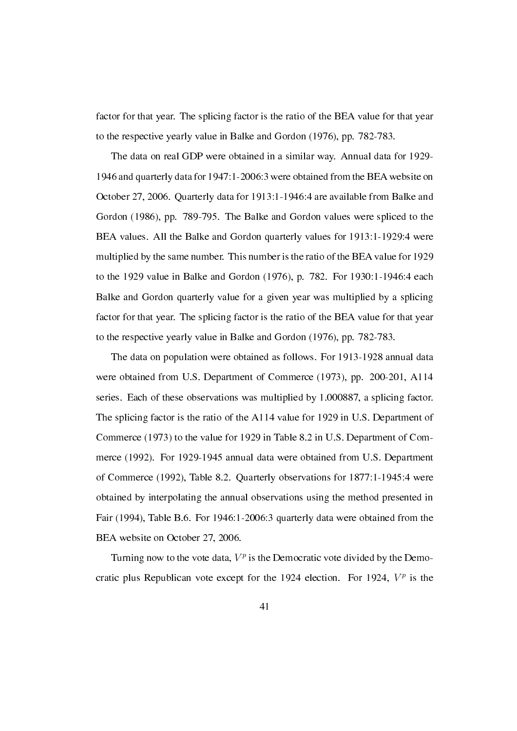factor for that year. The splicing factor is the ratio of the BEA value for that year to the respective yearly value in Balke and Gordon (1976), pp. 782-783.

The data on real GDP were obtained in a similar way. Annual data for 1929-1946 and quarterly data for 1947:1-2006:3 were obtained from the BEA website on October 27, 2006. Quarterly data for 1913:1-1946:4 are available from Balke and Gordon (1986), pp. 789-795. The Balke and Gordon values were spliced to the BEA values. All the Balke and Gordon quarterly values for 1913:1-1929:4 were multiplied by the same number. This number is the ratio of the BEA value for 1929 to the 1929 value in Balke and Gordon (1976), p. 782. For 1930:1-1946:4 each Balke and Gordon quarterly value for a given year was multiplied by a splicing factor for that year. The splicing factor is the ratio of the BEA value for that year to the respective yearly value in Balke and Gordon (1976), pp. 782-783.

The data on population were obtained as follows. For 1913-1928 annual data were obtained from U.S. Department of Commerce (1973), pp. 200-201, A114 series. Each of these observations was multiplied by 1.000887, a splicing factor. The splicing factor is the ratio of the A114 value for 1929 in U.S. Department of Commerce (1973) to the value for 1929 in Table 8.2 in U.S. Department of Commerce (1992). For 1929-1945 annual data were obtained from U.S. Department of Commerce (1992), Table 8.2. Quarterly observations for 1877:1-1945:4 were obtained by interpolating the annual observations using the method presented in Fair (1994), Table B.6. For 1946:1-2006:3 quarterly data were obtained from the BEA website on October 27, 2006.

Turning now to the vote data, $V^p$ is the Democratic vote divided by the Democratic plus Republican vote except for the 1924 election. For 1924, $V^p$ is the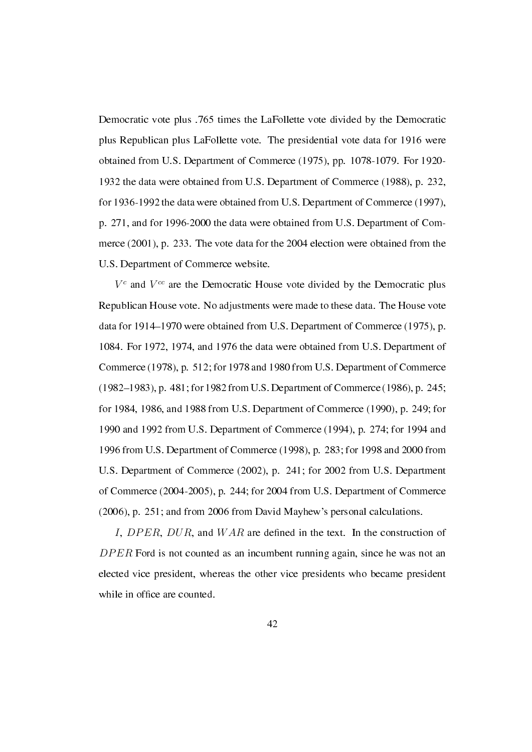Democratic vote plus .765 times the LaFollette vote divided by the Democratic plus Republican plus LaFollette vote. The presidential vote data for 1916 were obtained from U.S. Department of Commerce (1975), pp. 1078-1079. For 1920-1932 the data were obtained from U.S. Department of Commerce (1988), p. 232, for 1936-1992 the data were obtained from U.S. Department of Commerce (1997), p. 271, and for 1996-2000 the data were obtained from U.S. Department of Commerce (2001), p. 233. The vote data for the 2004 election were obtained from the U.S. Department of Commerce website.

$V^c$ and $V^{cc}$ are the Democratic House vote divided by the Democratic plus Republican House vote. No adjustments were made to these data. The House vote data for 1914–1970 were obtained from U.S. Department of Commerce (1975), p. 1084. For 1972, 1974, and 1976 the data were obtained from U.S. Department of Commerce (1978), p. 512; for 1978 and 1980 from U.S. Department of Commerce (1982–1983), p. 481; for 1982 from U.S. Department of Commerce (1986), p. 245; for 1984, 1986, and 1988 from U.S. Department of Commerce (1990), p. 249; for 1990 and 1992 from U.S. Department of Commerce (1994), p. 274; for 1994 and 1996 from U.S. Department of Commerce (1998), p. 283; for 1998 and 2000 from U.S. Department of Commerce (2002), p. 241; for 2002 from U.S. Department of Commerce (2004-2005), p. 244; for 2004 from U.S. Department of Commerce (2006), p. 251; and from 2006 from David Mayhew's personal calculations.

$I$, $DPER$, $DUR$, and $WAR$ are defined in the text. In the construction of $DPER$ Ford is not counted as an incumbent running again, since he was not an elected vice president, whereas the other vice presidents who became president while in office are counted.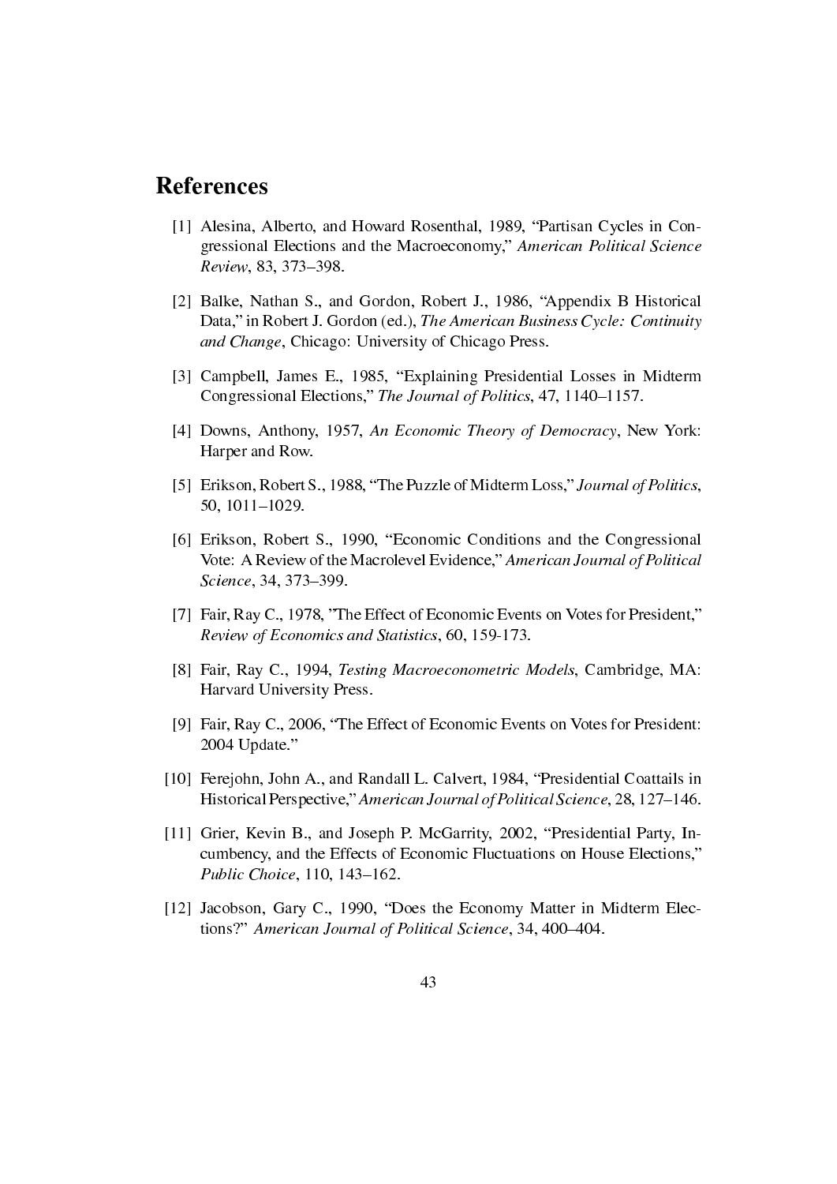## References

[1] Alesina, Alberto, and Howard Rosenthal, 1989, "Partisan Cycles in Congressional Elections and the Macroeconomy," *American Political Science Review*, 83, 373–398.

[2] Balke, Nathan S., and Gordon, Robert J., 1986, "Appendix B Historical Data," in Robert J. Gordon (ed.), *The American Business Cycle: Continuity and Change*, Chicago: University of Chicago Press.

[3] Campbell, James E., 1985, "Explaining Presidential Losses in Midterm Congressional Elections," *The Journal of Politics*, 47, 1140–1157.

[4] Downs, Anthony, 1957, *An Economic Theory of Democracy*, New York: Harper and Row.

[5] Erikson, Robert S., 1988, "The Puzzle of Midterm Loss," *Journal of Politics*, 50, 1011–1029.

[6] Erikson, Robert S., 1990, "Economic Conditions and the Congressional Vote: A Review of the Macrolevel Evidence," *American Journal of Political Science*, 34, 373–399.

[7] Fair, Ray C., 1978, "The Effect of Economic Events on Votes for President," *Review of Economics and Statistics*, 60, 159-173.

[8] Fair, Ray C., 1994, *Testing Macroeconometric Models*, Cambridge, MA: Harvard University Press.

[9] Fair, Ray C., 2006, "The Effect of Economic Events on Votes for President: 2004 Update."

[10] Ferejohn, John A., and Randall L. Calvert, 1984, "Presidential Coattails in Historical Perspective," *American Journal of Political Science*, 28, 127–146.

[11] Grier, Kevin B., and Joseph P. McGarrity, 2002, "Presidential Party, Incumbency, and the Effects of Economic Fluctuations on House Elections," *Public Choice*, 110, 143–162.

[12] Jacobson, Gary C., 1990, "Does the Economy Matter in Midterm Elections?" *American Journal of Political Science*, 34, 400–404.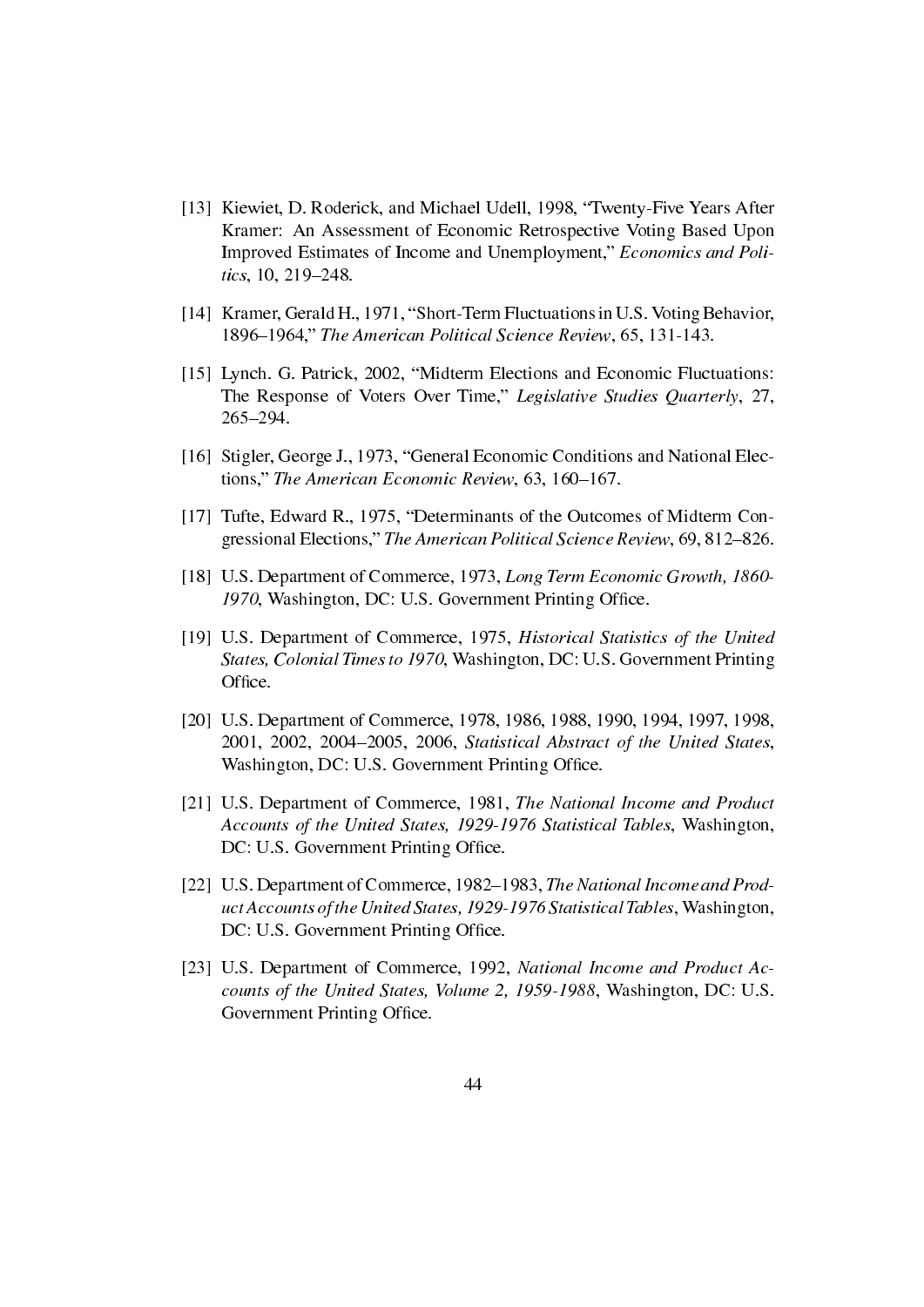[13] Kiewiet, D. Roderick, and Michael Udell, 1998, "Twenty-Five Years After Kramer: An Assessment of Economic Retrospective Voting Based Upon Improved Estimates of Income and Unemployment," *Economics and Politics*, 10, 219–248.

[14] Kramer, Gerald H., 1971, "Short-Term Fluctuations in U.S. Voting Behavior, 1896–1964," *The American Political Science Review*, 65, 131-143.

[15] Lynch. G. Patrick, 2002, "Midterm Elections and Economic Fluctuations: The Response of Voters Over Time," *Legislative Studies Quarterly*, 27, 265–294.

[16] Stigler, George J., 1973, "General Economic Conditions and National Elections," *The American Economic Review*, 63, 160–167.

[17] Tufte, Edward R., 1975, "Determinants of the Outcomes of Midterm Congressional Elections," *The American Political Science Review*, 69, 812–826.

[18] U.S. Department of Commerce, 1973, *Long Term Economic Growth, 1860-1970*, Washington, DC: U.S. Government Printing Office.

[19] U.S. Department of Commerce, 1975, *Historical Statistics of the United States, Colonial Times to 1970*, Washington, DC: U.S. Government Printing Office.

[20] U.S. Department of Commerce, 1978, 1986, 1988, 1990, 1994, 1997, 1998, 2001, 2002, 2004–2005, 2006, *Statistical Abstract of the United States*, Washington, DC: U.S. Government Printing Office.

[21] U.S. Department of Commerce, 1981, *The National Income and Product Accounts of the United States, 1929-1976 Statistical Tables*, Washington, DC: U.S. Government Printing Office.

[22] U.S. Department of Commerce, 1982–1983, *The National Income and Product Accounts of the United States, 1929-1976 Statistical Tables*, Washington, DC: U.S. Government Printing Office.

[23] U.S. Department of Commerce, 1992, *National Income and Product Accounts of the United States, Volume 2, 1959-1988*, Washington, DC: U.S. Government Printing Office.